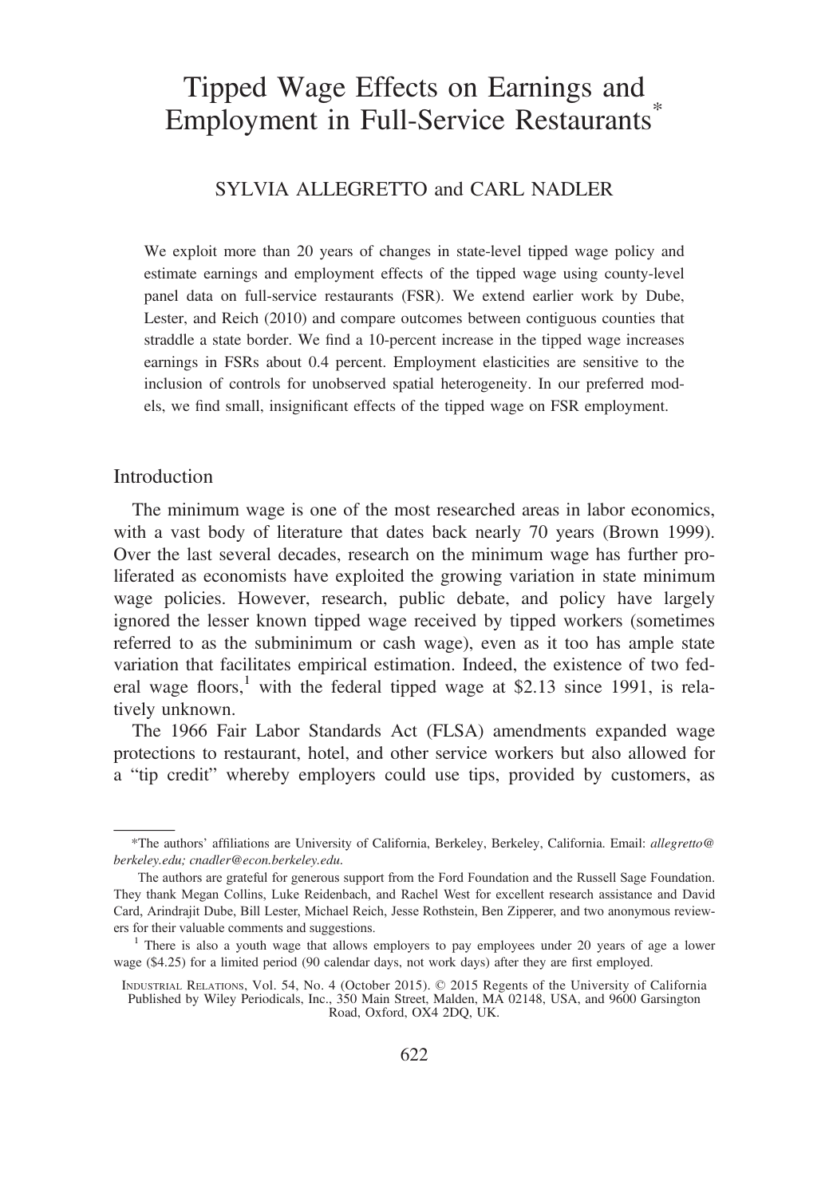# Tipped Wage Effects on Earnings and Employment in Full-Service Restaurants*

SYLVIA ALLEGRETTO and CARL NADLER

We exploit more than 20 years of changes in state-level tipped wage policy and estimate earnings and employment effects of the tipped wage using county-level panel data on full-service restaurants (FSR). We extend earlier work by Dube, Lester, and Reich (2010) and compare outcomes between contiguous counties that straddle a state border. We find a 10-percent increase in the tipped wage increases earnings in FSRs about 0.4 percent. Employment elasticities are sensitive to the inclusion of controls for unobserved spatial heterogeneity. In our preferred models, we find small, insignificant effects of the tipped wage on FSR employment.

## Introduction

The minimum wage is one of the most researched areas in labor economics, with a vast body of literature that dates back nearly 70 years (Brown 1999). Over the last several decades, research on the minimum wage has further proliferated as economists have exploited the growing variation in state minimum wage policies. However, research, public debate, and policy have largely ignored the lesser known tipped wage received by tipped workers (sometimes referred to as the subminimum or cash wage), even as it too has ample state variation that facilitates empirical estimation. Indeed, the existence of two federal wage floors,[1] with the federal tipped wage at $2.13 since 1991, is relatively unknown.

The 1966 Fair Labor Standards Act (FLSA) amendments expanded wage protections to restaurant, hotel, and other service workers but also allowed for a "tip credit" whereby employers could use tips, provided by customers, as

---

*The authors' affiliations are University of California, Berkeley, Berkeley, California. Email: *allegretto@berkeley.edu; cnadler@econ.berkeley.edu*.

The authors are grateful for generous support from the Ford Foundation and the Russell Sage Foundation. They thank Megan Collins, Luke Reidenbach, and Rachel West for excellent research assistance and David Card, Arindrajit Dube, Bill Lester, Michael Reich, Jesse Rothstein, Ben Zipperer, and two anonymous reviewers for their valuable comments and suggestions.

[1] There is also a youth wage that allows employers to pay employees under 20 years of age a lower wage ($4.25) for a limited period (90 calendar days, not work days) after they are first employed.

INDUSTRIAL RELATIONS, Vol. 54, No. 4 (October 2015). © 2015 Regents of the University of California
Published by Wiley Periodicals, Inc., 350 Main Street, Malden, MA 02148, USA, and 9600 Garsington Road, Oxford, OX4 2DQ, UK.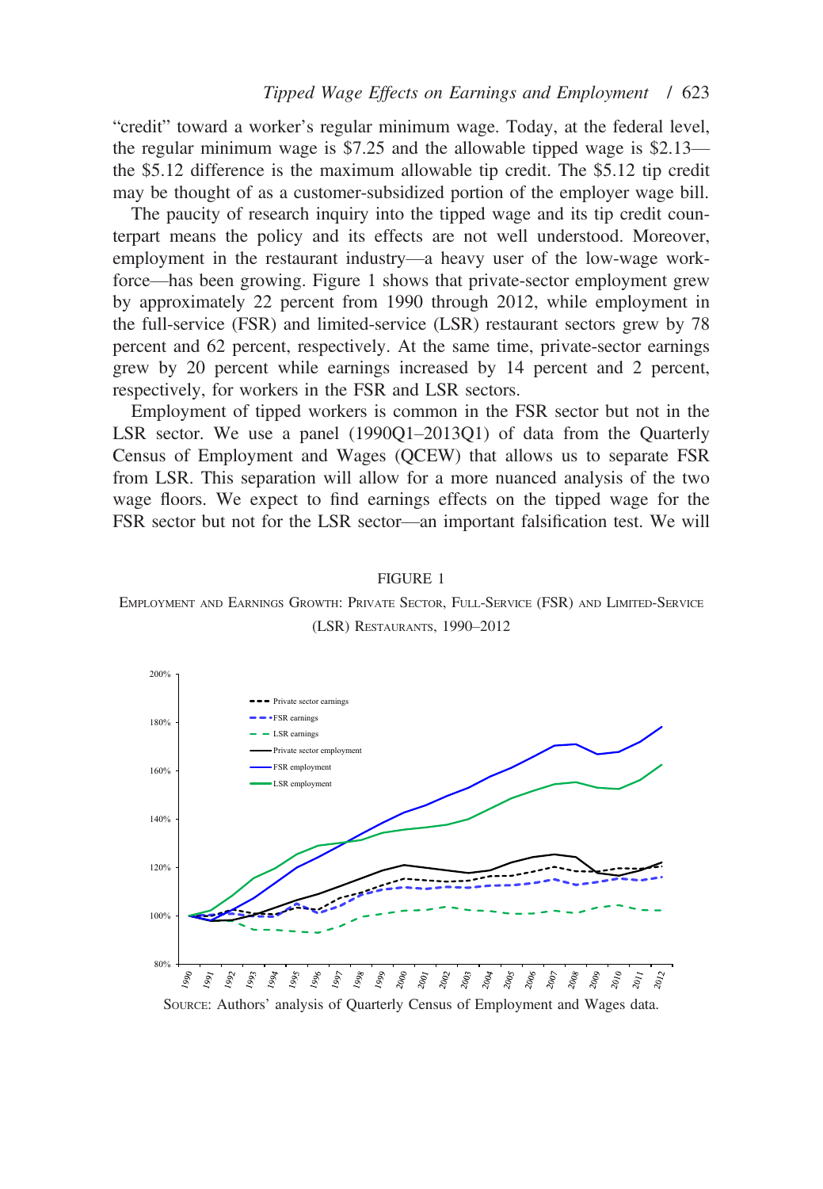"credit" toward a worker's regular minimum wage. Today, at the federal level, the regular minimum wage is $7.25 and the allowable tipped wage is $2.13—the $5.12 difference is the maximum allowable tip credit. The $5.12 tip credit may be thought of as a customer-subsidized portion of the employer wage bill.

The paucity of research inquiry into the tipped wage and its tip credit counterpart means the policy and its effects are not well understood. Moreover, employment in the restaurant industry—a heavy user of the low-wage workforce—has been growing. Figure 1 shows that private-sector employment grew by approximately 22 percent from 1990 through 2012, while employment in the full-service (FSR) and limited-service (LSR) restaurant sectors grew by 78 percent and 62 percent, respectively. At the same time, private-sector earnings grew by 20 percent while earnings increased by 14 percent and 2 percent, respectively, for workers in the FSR and LSR sectors.

Employment of tipped workers is common in the FSR sector but not in the LSR sector. We use a panel (1990Q1–2013Q1) of data from the Quarterly Census of Employment and Wages (QCEW) that allows us to separate FSR from LSR. This separation will allow for a more nuanced analysis of the two wage floors. We expect to find earnings effects on the tipped wage for the FSR sector but not for the LSR sector—an important falsification test. We will

FIGURE 1

Employment and Earnings Growth: Private Sector, Full-Service (FSR) and Limited-Service (LSR) Restaurants, 1990–2012

Source: Authors' analysis of Quarterly Census of Employment and Wages data.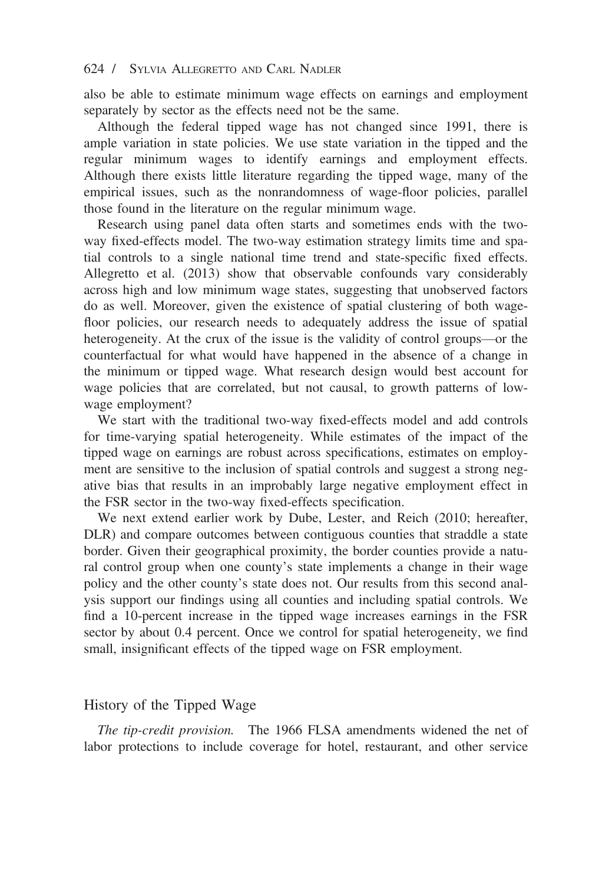also be able to estimate minimum wage effects on earnings and employment separately by sector as the effects need not be the same.

Although the federal tipped wage has not changed since 1991, there is ample variation in state policies. We use state variation in the tipped and the regular minimum wages to identify earnings and employment effects. Although there exists little literature regarding the tipped wage, many of the empirical issues, such as the nonrandomness of wage-floor policies, parallel those found in the literature on the regular minimum wage.

Research using panel data often starts and sometimes ends with the two-way fixed-effects model. The two-way estimation strategy limits time and spatial controls to a single national time trend and state-specific fixed effects. Allegretto et al. (2013) show that observable confounds vary considerably across high and low minimum wage states, suggesting that unobserved factors do as well. Moreover, given the existence of spatial clustering of both wage-floor policies, our research needs to adequately address the issue of spatial heterogeneity. At the crux of the issue is the validity of control groups—or the counterfactual for what would have happened in the absence of a change in the minimum or tipped wage. What research design would best account for wage policies that are correlated, but not causal, to growth patterns of low-wage employment?

We start with the traditional two-way fixed-effects model and add controls for time-varying spatial heterogeneity. While estimates of the impact of the tipped wage on earnings are robust across specifications, estimates on employment are sensitive to the inclusion of spatial controls and suggest a strong negative bias that results in an improbably large negative employment effect in the FSR sector in the two-way fixed-effects specification.

We next extend earlier work by Dube, Lester, and Reich (2010; hereafter, DLR) and compare outcomes between contiguous counties that straddle a state border. Given their geographical proximity, the border counties provide a natural control group when one county's state implements a change in their wage policy and the other county's state does not. Our results from this second analysis support our findings using all counties and including spatial controls. We find a 10-percent increase in the tipped wage increases earnings in the FSR sector by about 0.4 percent. Once we control for spatial heterogeneity, we find small, insignificant effects of the tipped wage on FSR employment.

## History of the Tipped Wage

*The tip-credit provision.* The 1966 FLSA amendments widened the net of labor protections to include coverage for hotel, restaurant, and other service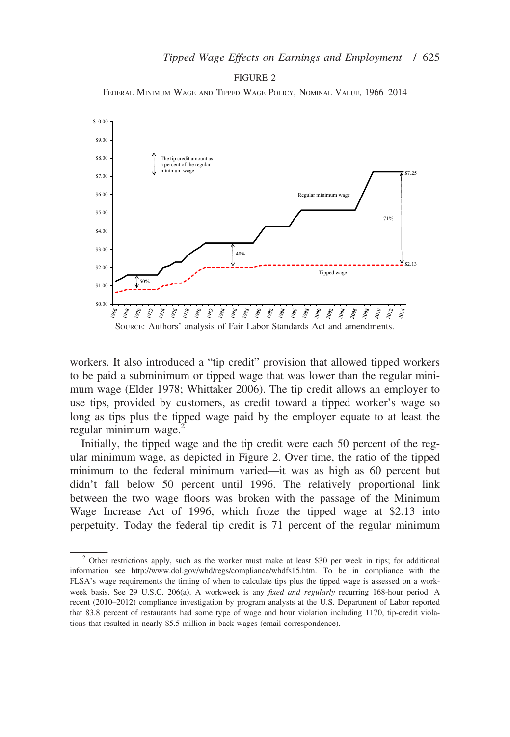FIGURE 2

FEDERAL MINIMUM WAGE AND TIPPED WAGE POLICY, NOMINAL VALUE, 1966–2014

SOURCE: Authors' analysis of Fair Labor Standards Act and amendments.

workers. It also introduced a "tip credit" provision that allowed tipped workers to be paid a subminimum or tipped wage that was lower than the regular minimum wage (Elder 1978; Whittaker 2006). The tip credit allows an employer to use tips, provided by customers, as credit toward a tipped worker's wage so long as tips plus the tipped wage paid by the employer equate to at least the regular minimum wage.[2]

Initially, the tipped wage and the tip credit were each 50 percent of the regular minimum wage, as depicted in Figure 2. Over time, the ratio of the tipped minimum to the federal minimum varied—it was as high as 60 percent but didn't fall below 50 percent until 1996. The relatively proportional link between the two wage floors was broken with the passage of the Minimum Wage Increase Act of 1996, which froze the tipped wage at $2.13 into perpetuity. Today the federal tip credit is 71 percent of the regular minimum

[2] Other restrictions apply, such as the worker must make at least $30 per week in tips; for additional information see http://www.dol.gov/whd/regs/compliance/whdfs15.htm. To be in compliance with the FLSA's wage requirements the timing of when to calculate tips plus the tipped wage is assessed on a workweek basis. See 29 U.S.C. 206(a). A workweek is any *fixed and regularly* recurring 168-hour period. A recent (2010–2012) compliance investigation by program analysts at the U.S. Department of Labor reported that 83.8 percent of restaurants had some type of wage and hour violation including 1170, tip-credit violations that resulted in nearly $5.5 million in back wages (email correspondence).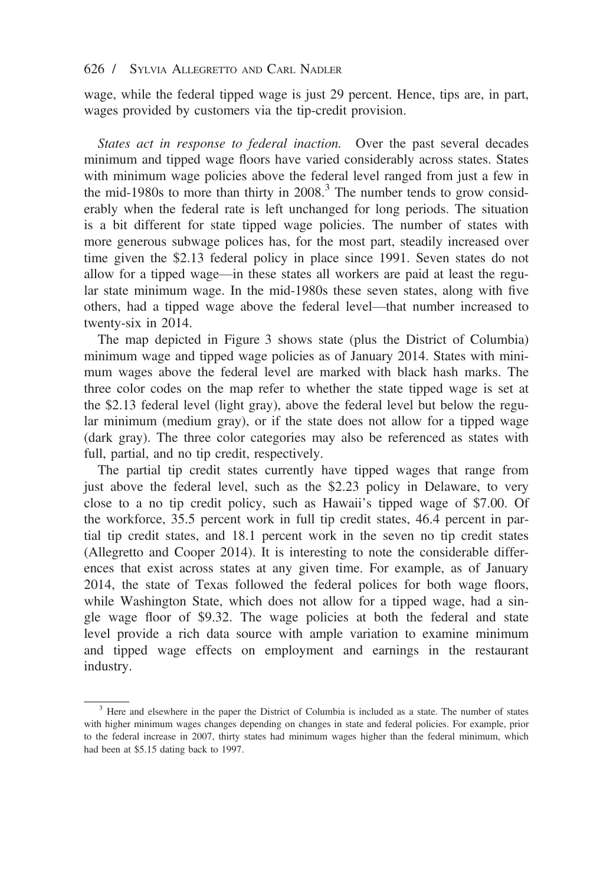wage, while the federal tipped wage is just 29 percent. Hence, tips are, in part, wages provided by customers via the tip-credit provision.

*States act in response to federal inaction.* Over the past several decades minimum and tipped wage floors have varied considerably across states. States with minimum wage policies above the federal level ranged from just a few in the mid-1980s to more than thirty in 2008.[3] The number tends to grow considerably when the federal rate is left unchanged for long periods. The situation is a bit different for state tipped wage policies. The number of states with more generous subwage polices has, for the most part, steadily increased over time given the $2.13 federal policy in place since 1991. Seven states do not allow for a tipped wage—in these states all workers are paid at least the regular state minimum wage. In the mid-1980s these seven states, along with five others, had a tipped wage above the federal level—that number increased to twenty-six in 2014.

The map depicted in Figure 3 shows state (plus the District of Columbia) minimum wage and tipped wage policies as of January 2014. States with minimum wages above the federal level are marked with black hash marks. The three color codes on the map refer to whether the state tipped wage is set at the $2.13 federal level (light gray), above the federal level but below the regular minimum (medium gray), or if the state does not allow for a tipped wage (dark gray). The three color categories may also be referenced as states with full, partial, and no tip credit, respectively.

The partial tip credit states currently have tipped wages that range from just above the federal level, such as the $2.23 policy in Delaware, to very close to a no tip credit policy, such as Hawaii's tipped wage of $7.00. Of the workforce, 35.5 percent work in full tip credit states, 46.4 percent in partial tip credit states, and 18.1 percent work in the seven no tip credit states (Allegretto and Cooper 2014). It is interesting to note the considerable differences that exist across states at any given time. For example, as of January 2014, the state of Texas followed the federal polices for both wage floors, while Washington State, which does not allow for a tipped wage, had a single wage floor of $9.32. The wage policies at both the federal and state level provide a rich data source with ample variation to examine minimum and tipped wage effects on employment and earnings in the restaurant industry.

[3] Here and elsewhere in the paper the District of Columbia is included as a state. The number of states with higher minimum wages changes depending on changes in state and federal policies. For example, prior to the federal increase in 2007, thirty states had minimum wages higher than the federal minimum, which had been at $5.15 dating back to 1997.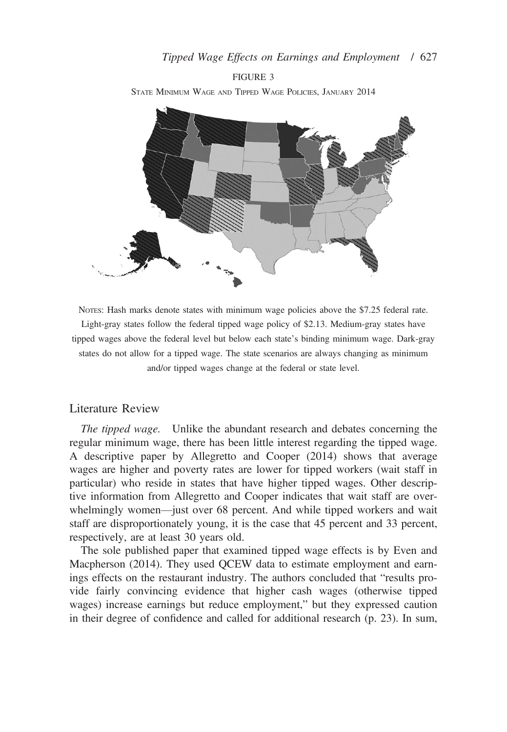FIGURE 3

STATE MINIMUM WAGE AND TIPPED WAGE POLICIES, JANUARY 2014

NOTES: Hash marks denote states with minimum wage policies above the $7.25 federal rate. Light-gray states follow the federal tipped wage policy of $2.13. Medium-gray states have tipped wages above the federal level but below each state's binding minimum wage. Dark-gray states do not allow for a tipped wage. The state scenarios are always changing as minimum and/or tipped wages change at the federal or state level.

## Literature Review

*The tipped wage.* Unlike the abundant research and debates concerning the regular minimum wage, there has been little interest regarding the tipped wage. A descriptive paper by Allegretto and Cooper (2014) shows that average wages are higher and poverty rates are lower for tipped workers (wait staff in particular) who reside in states that have higher tipped wages. Other descriptive information from Allegretto and Cooper indicates that wait staff are overwhelmingly women—just over 68 percent. And while tipped workers and wait staff are disproportionately young, it is the case that 45 percent and 33 percent, respectively, are at least 30 years old.

The sole published paper that examined tipped wage effects is by Even and Macpherson (2014). They used QCEW data to estimate employment and earnings effects on the restaurant industry. The authors concluded that "results provide fairly convincing evidence that higher cash wages (otherwise tipped wages) increase earnings but reduce employment," but they expressed caution in their degree of confidence and called for additional research (p. 23). In sum,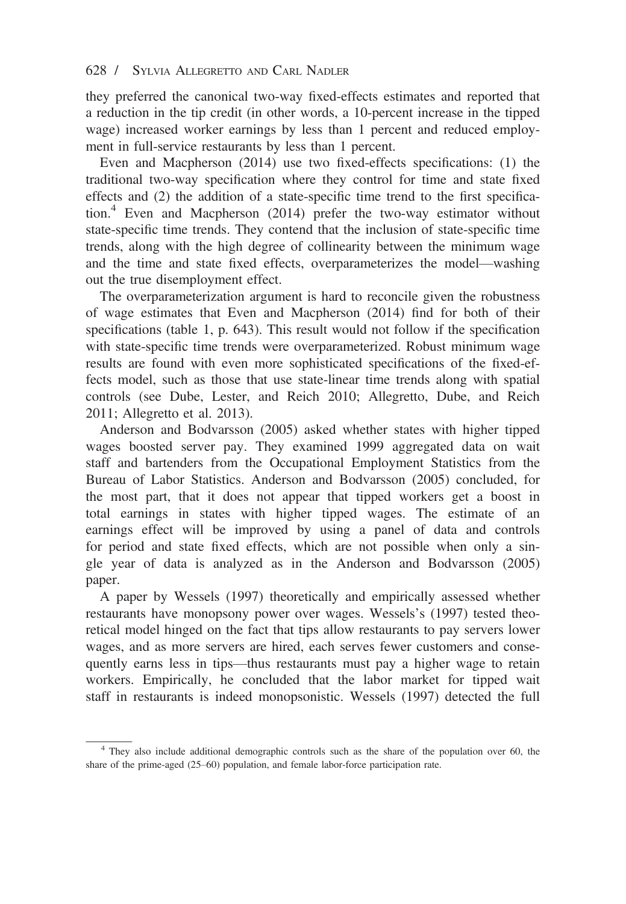they preferred the canonical two-way fixed-effects estimates and reported that a reduction in the tip credit (in other words, a 10-percent increase in the tipped wage) increased worker earnings by less than 1 percent and reduced employment in full-service restaurants by less than 1 percent.

Even and Macpherson (2014) use two fixed-effects specifications: (1) the traditional two-way specification where they control for time and state fixed effects and (2) the addition of a state-specific time trend to the first specification.[4] Even and Macpherson (2014) prefer the two-way estimator without state-specific time trends. They contend that the inclusion of state-specific time trends, along with the high degree of collinearity between the minimum wage and the time and state fixed effects, overparameterizes the model—washing out the true disemployment effect.

The overparameterization argument is hard to reconcile given the robustness of wage estimates that Even and Macpherson (2014) find for both of their specifications (table 1, p. 643). This result would not follow if the specification with state-specific time trends were overparameterized. Robust minimum wage results are found with even more sophisticated specifications of the fixed-effects model, such as those that use state-linear time trends along with spatial controls (see Dube, Lester, and Reich 2010; Allegretto, Dube, and Reich 2011; Allegretto et al. 2013).

Anderson and Bodvarsson (2005) asked whether states with higher tipped wages boosted server pay. They examined 1999 aggregated data on wait staff and bartenders from the Occupational Employment Statistics from the Bureau of Labor Statistics. Anderson and Bodvarsson (2005) concluded, for the most part, that it does not appear that tipped workers get a boost in total earnings in states with higher tipped wages. The estimate of an earnings effect will be improved by using a panel of data and controls for period and state fixed effects, which are not possible when only a single year of data is analyzed as in the Anderson and Bodvarsson (2005) paper.

A paper by Wessels (1997) theoretically and empirically assessed whether restaurants have monopsony power over wages. Wessels's (1997) tested theoretical model hinged on the fact that tips allow restaurants to pay servers lower wages, and as more servers are hired, each serves fewer customers and consequently earns less in tips—thus restaurants must pay a higher wage to retain workers. Empirically, he concluded that the labor market for tipped wait staff in restaurants is indeed monopsonistic. Wessels (1997) detected the full

---

[4] They also include additional demographic controls such as the share of the population over 60, the share of the prime-aged (25–60) population, and female labor-force participation rate.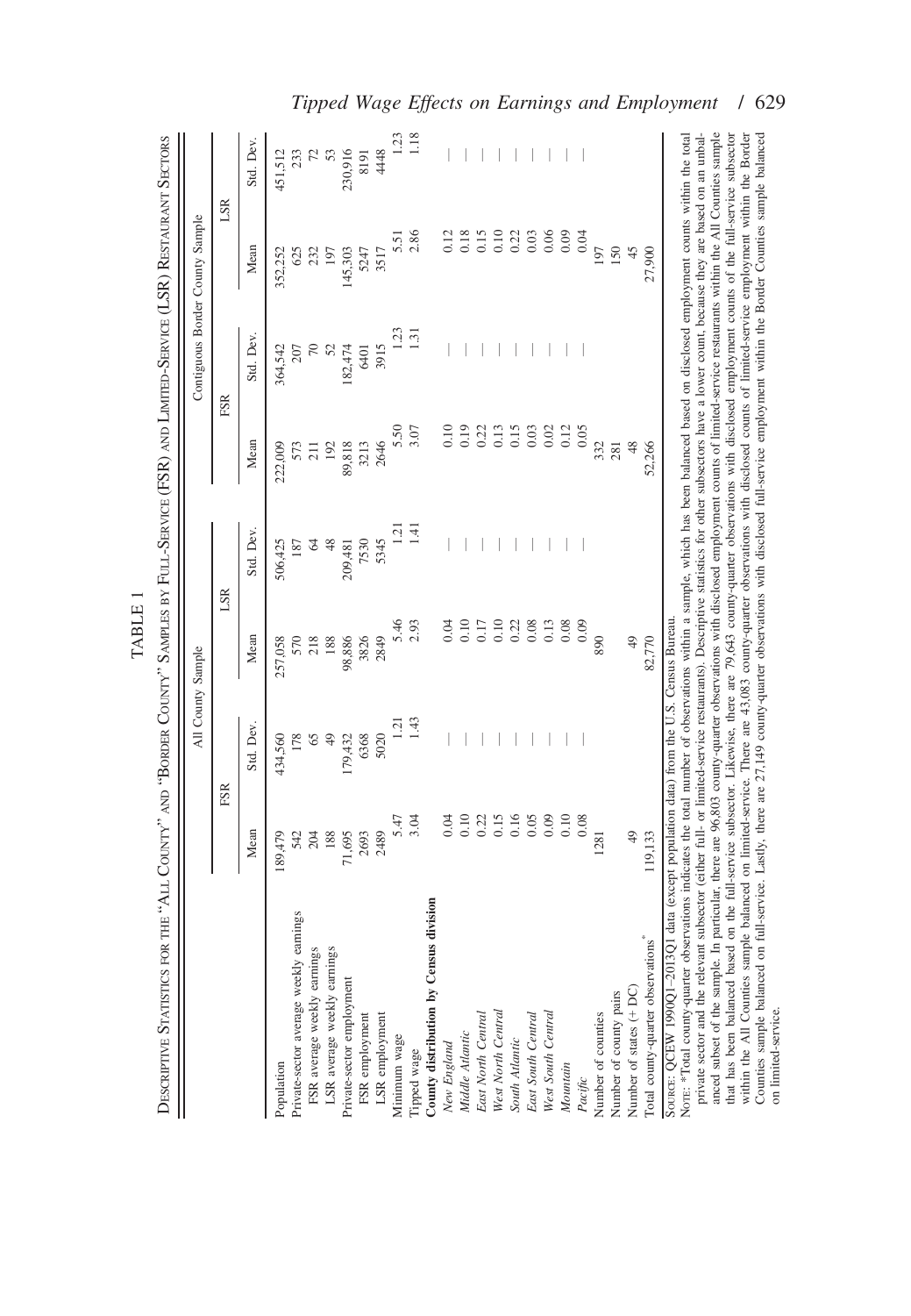TABLE 1

DESCRIPTIVE STATISTICS FOR THE "ALL COUNTY" AND "BORDER COUNTY" SAMPLES BY FULL-SERVICE (FSR) AND LIMITED-SERVICE (LSR) RESTAURANT SECTORS

| | All County Sample | | | | Contiguous Border County Sample | | | |
|---|---|---|---|---|---|---|---|---|
| | FSR | | LSR | | FSR | | LSR | |
| | Mean | Std. Dev. | Mean | Std. Dev. | Mean | Std. Dev. | Mean | Std. Dev. |
| Population | 189,479 | 434,560 | 257,058 | 506,425 | 222,009 | 364,542 | 352,252 | 451,512 |
| Private-sector average weekly earnings | 542 | 178 | 570 | 187 | 573 | 207 | 625 | 233 |
| FSR average weekly earnings | 204 | 65 | 218 | 64 | 211 | 70 | 232 | 72 |
| LSR average weekly earnings | 188 | 49 | 188 | 48 | 192 | 52 | 197 | 53 |
| Private-sector employment | 71,695 | 179,432 | 98,886 | 209,481 | 89,818 | 182,474 | 145,303 | 230,916 |
| FSR employment | 2693 | 6368 | 3826 | 7530 | 3213 | 6401 | 5247 | 8191 |
| LSR employment | 2489 | 5020 | 2849 | 5345 | 2646 | 3915 | 3517 | 4448 |
| Minimum wage | 5.47 | 1.21 | 5.46 | 1.21 | 5.50 | 1.23 | 5.51 | 1.23 |
| Tipped wage | 3.04 | 1.43 | 2.93 | 1.41 | 3.07 | 1.31 | 2.86 | 1.18 |
| **County distribution by Census division** | | | | | | | | |
| *New England* | 0.04 | — | 0.04 | — | 0.10 | — | 0.12 | — |
| *Middle Atlantic* | 0.10 | — | 0.10 | — | 0.19 | — | 0.18 | — |
| *East North Central* | 0.22 | — | 0.17 | — | 0.22 | — | 0.15 | — |
| *West North Central* | 0.15 | — | 0.10 | — | 0.13 | — | 0.10 | — |
| *South Atlantic* | 0.16 | — | 0.22 | — | 0.15 | — | 0.22 | — |
| *East South Central* | 0.05 | — | 0.08 | — | 0.03 | — | 0.03 | — |
| *West South Central* | 0.09 | — | 0.13 | — | 0.02 | — | 0.06 | — |
| *Mountain* | 0.10 | — | 0.08 | — | 0.12 | — | 0.09 | — |
| *Pacific* | 0.08 | — | 0.09 | — | 0.05 | — | 0.04 | — |
| Number of counties | 1281 | | 890 | | 332 | | 197 | |
| Number of county pairs | | | | | 281 | | 150 | |
| Number of states (+ DC) | 49 | | 49 | | 48 | | 45 | |
| Total county-quarter observations* | 119,133 | | 82,770 | | 52,266 | | 27,900 | |

SOURCE: QCEW 1990Q1–2013Q1 data (except population data) from the U.S. Census Bureau.

NOTE: *Total county-quarter observations indicates the total number of observations within a sample, which has been balanced based on disclosed employment counts within the total private sector and the relevant subsector (either full- or limited-service restaurants). Descriptive statistics for other subsectors have a lower count, because they are based on an unbalanced subset of the sample. In particular, there are 96,803 county-quarter observations with disclosed employment counts of limited-service restaurants within the All Counties sample that has been balanced based on the full-service subsector. Likewise, there are 79,643 county-quarter observations with disclosed employment counts of the full-service subsector within the All Counties sample balanced on limited-service. There are 43,083 county-quarter observations with disclosed counts of limited-service employment within the Border Counties sample balanced on full-service. Lastly, there are 27,149 county-quarter observations with disclosed full-service employment within the Border Counties sample balanced on limited-service.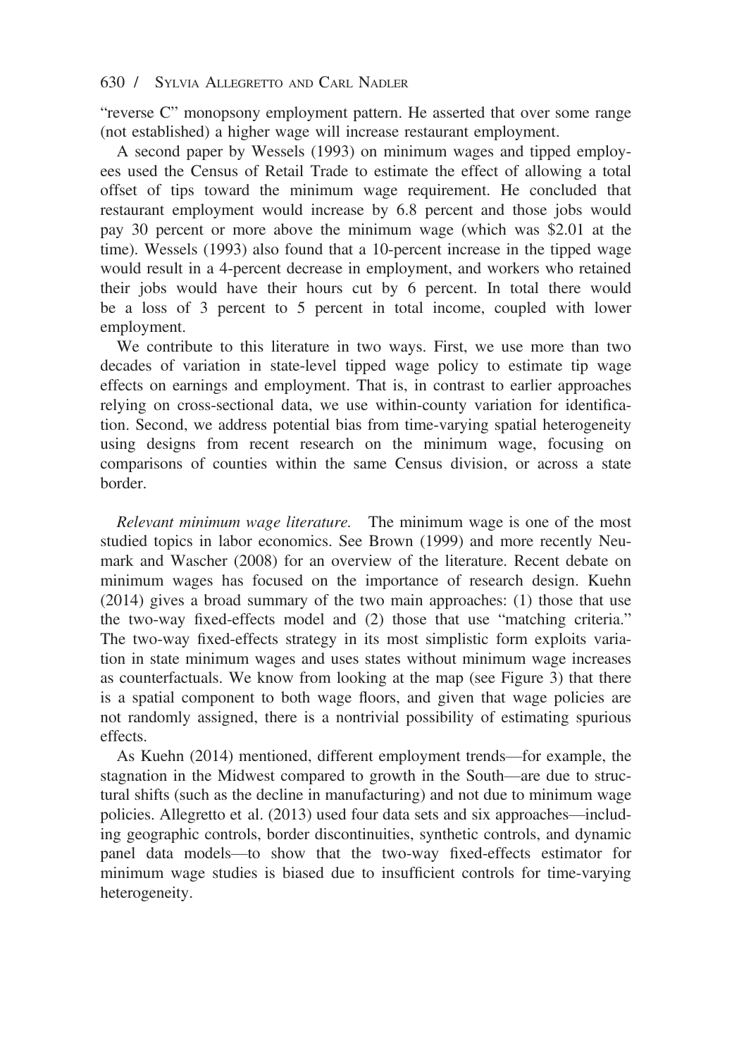"reverse C" monopsony employment pattern. He asserted that over some range (not established) a higher wage will increase restaurant employment.

A second paper by Wessels (1993) on minimum wages and tipped employees used the Census of Retail Trade to estimate the effect of allowing a total offset of tips toward the minimum wage requirement. He concluded that restaurant employment would increase by 6.8 percent and those jobs would pay 30 percent or more above the minimum wage (which was $2.01 at the time). Wessels (1993) also found that a 10-percent increase in the tipped wage would result in a 4-percent decrease in employment, and workers who retained their jobs would have their hours cut by 6 percent. In total there would be a loss of 3 percent to 5 percent in total income, coupled with lower employment.

We contribute to this literature in two ways. First, we use more than two decades of variation in state-level tipped wage policy to estimate tip wage effects on earnings and employment. That is, in contrast to earlier approaches relying on cross-sectional data, we use within-county variation for identification. Second, we address potential bias from time-varying spatial heterogeneity using designs from recent research on the minimum wage, focusing on comparisons of counties within the same Census division, or across a state border.

*Relevant minimum wage literature.* The minimum wage is one of the most studied topics in labor economics. See Brown (1999) and more recently Neumark and Wascher (2008) for an overview of the literature. Recent debate on minimum wages has focused on the importance of research design. Kuehn (2014) gives a broad summary of the two main approaches: (1) those that use the two-way fixed-effects model and (2) those that use "matching criteria." The two-way fixed-effects strategy in its most simplistic form exploits variation in state minimum wages and uses states without minimum wage increases as counterfactuals. We know from looking at the map (see Figure 3) that there is a spatial component to both wage floors, and given that wage policies are not randomly assigned, there is a nontrivial possibility of estimating spurious effects.

As Kuehn (2014) mentioned, different employment trends—for example, the stagnation in the Midwest compared to growth in the South—are due to structural shifts (such as the decline in manufacturing) and not due to minimum wage policies. Allegretto et al. (2013) used four data sets and six approaches—including geographic controls, border discontinuities, synthetic controls, and dynamic panel data models—to show that the two-way fixed-effects estimator for minimum wage studies is biased due to insufficient controls for time-varying heterogeneity.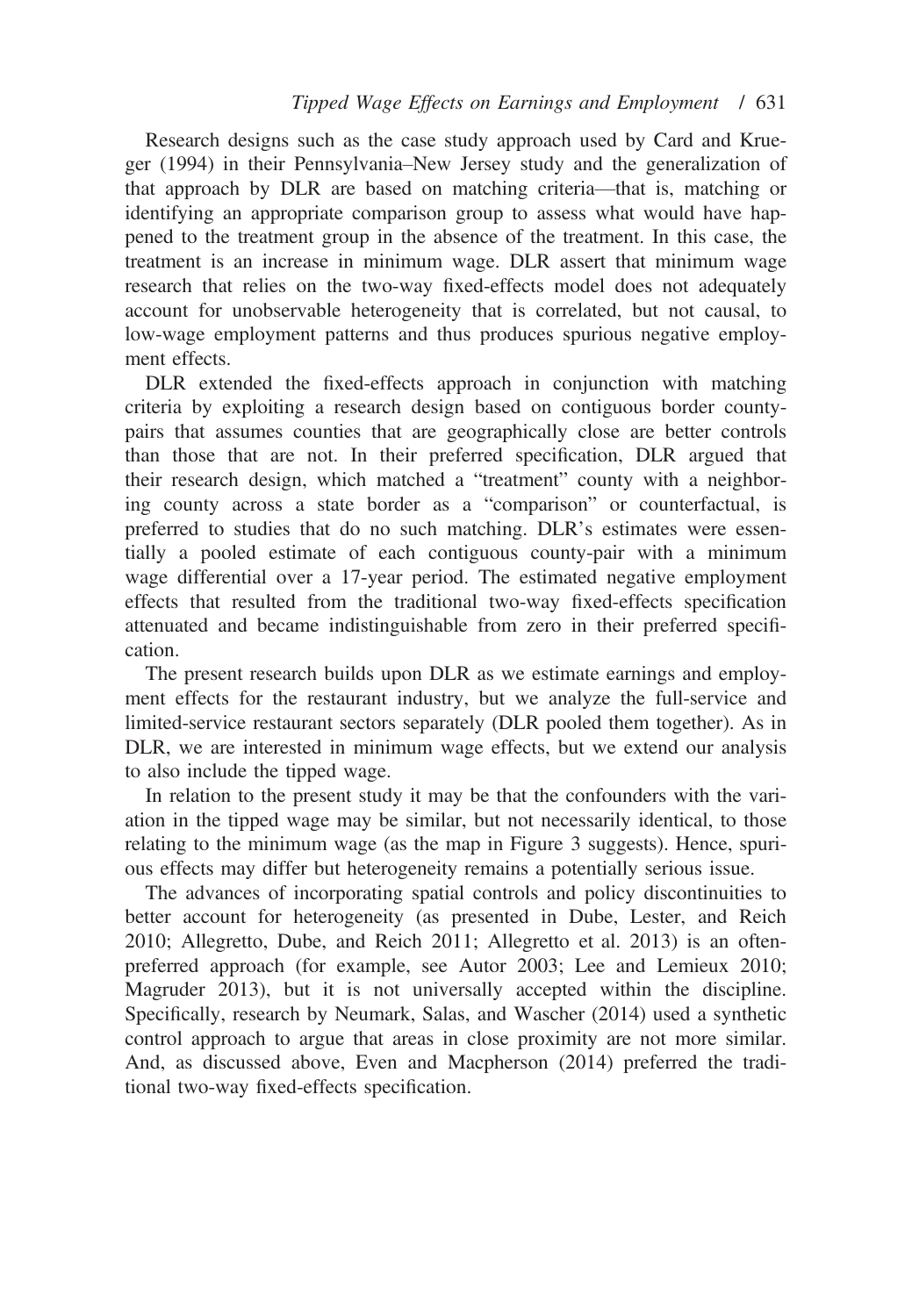Research designs such as the case study approach used by Card and Krueger (1994) in their Pennsylvania–New Jersey study and the generalization of that approach by DLR are based on matching criteria—that is, matching or identifying an appropriate comparison group to assess what would have happened to the treatment group in the absence of the treatment. In this case, the treatment is an increase in minimum wage. DLR assert that minimum wage research that relies on the two-way fixed-effects model does not adequately account for unobservable heterogeneity that is correlated, but not causal, to low-wage employment patterns and thus produces spurious negative employment effects.

DLR extended the fixed-effects approach in conjunction with matching criteria by exploiting a research design based on contiguous border county-pairs that assumes counties that are geographically close are better controls than those that are not. In their preferred specification, DLR argued that their research design, which matched a "treatment" county with a neighboring county across a state border as a "comparison" or counterfactual, is preferred to studies that do no such matching. DLR's estimates were essentially a pooled estimate of each contiguous county-pair with a minimum wage differential over a 17-year period. The estimated negative employment effects that resulted from the traditional two-way fixed-effects specification attenuated and became indistinguishable from zero in their preferred specification.

The present research builds upon DLR as we estimate earnings and employment effects for the restaurant industry, but we analyze the full-service and limited-service restaurant sectors separately (DLR pooled them together). As in DLR, we are interested in minimum wage effects, but we extend our analysis to also include the tipped wage.

In relation to the present study it may be that the confounders with the variation in the tipped wage may be similar, but not necessarily identical, to those relating to the minimum wage (as the map in Figure 3 suggests). Hence, spurious effects may differ but heterogeneity remains a potentially serious issue.

The advances of incorporating spatial controls and policy discontinuities to better account for heterogeneity (as presented in Dube, Lester, and Reich 2010; Allegretto, Dube, and Reich 2011; Allegretto et al. 2013) is an often-preferred approach (for example, see Autor 2003; Lee and Lemieux 2010; Magruder 2013), but it is not universally accepted within the discipline. Specifically, research by Neumark, Salas, and Wascher (2014) used a synthetic control approach to argue that areas in close proximity are not more similar. And, as discussed above, Even and Macpherson (2014) preferred the traditional two-way fixed-effects specification.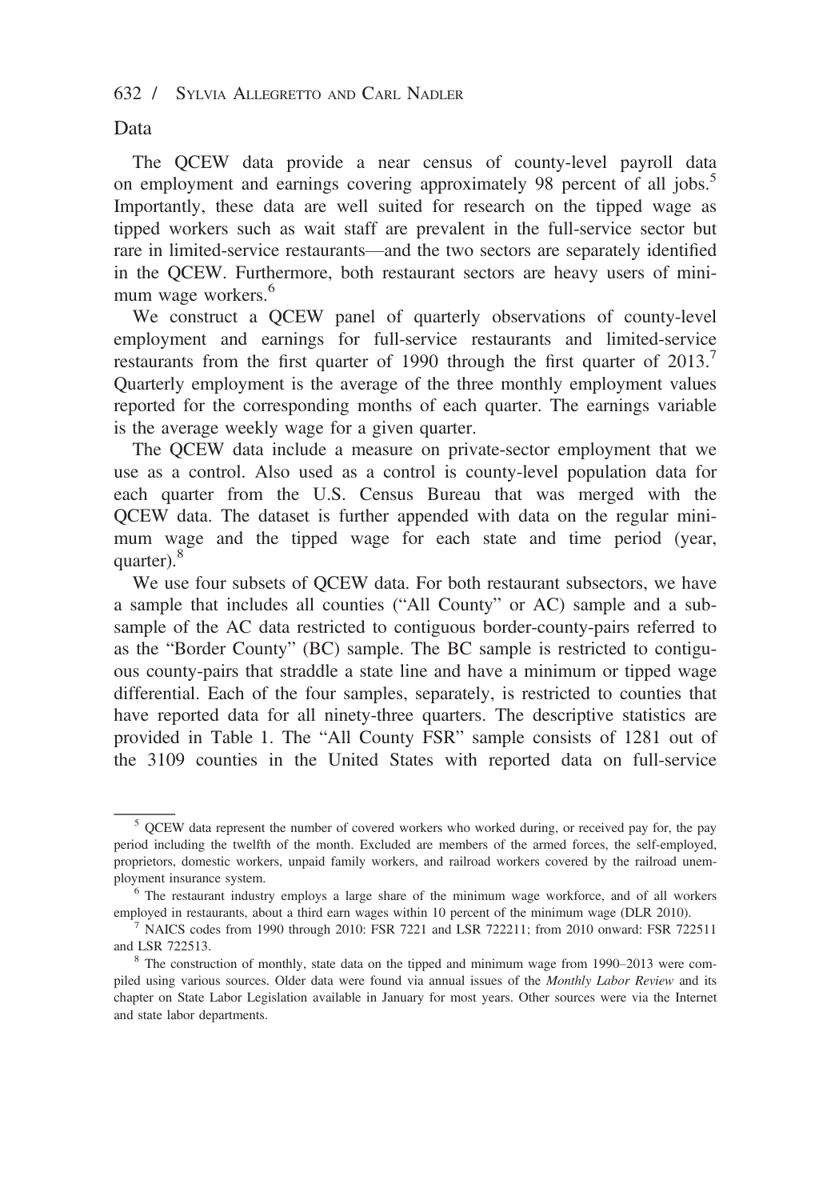## Data

The QCEW data provide a near census of county-level payroll data on employment and earnings covering approximately 98 percent of all jobs.[5] Importantly, these data are well suited for research on the tipped wage as tipped workers such as wait staff are prevalent in the full-service sector but rare in limited-service restaurants—and the two sectors are separately identified in the QCEW. Furthermore, both restaurant sectors are heavy users of minimum wage workers.[6]

We construct a QCEW panel of quarterly observations of county-level employment and earnings for full-service restaurants and limited-service restaurants from the first quarter of 1990 through the first quarter of 2013.[7] Quarterly employment is the average of the three monthly employment values reported for the corresponding months of each quarter. The earnings variable is the average weekly wage for a given quarter.

The QCEW data include a measure on private-sector employment that we use as a control. Also used as a control is county-level population data for each quarter from the U.S. Census Bureau that was merged with the QCEW data. The dataset is further appended with data on the regular minimum wage and the tipped wage for each state and time period (year, quarter).[8]

We use four subsets of QCEW data. For both restaurant subsectors, we have a sample that includes all counties ("All County" or AC) sample and a subsample of the AC data restricted to contiguous border-county-pairs referred to as the "Border County" (BC) sample. The BC sample is restricted to contiguous county-pairs that straddle a state line and have a minimum or tipped wage differential. Each of the four samples, separately, is restricted to counties that have reported data for all ninety-three quarters. The descriptive statistics are provided in Table 1. The "All County FSR" sample consists of 1281 out of the 3109 counties in the United States with reported data on full-service

---

[5] QCEW data represent the number of covered workers who worked during, or received pay for, the pay period including the twelfth of the month. Excluded are members of the armed forces, the self-employed, proprietors, domestic workers, unpaid family workers, and railroad workers covered by the railroad unemployment insurance system.

[6] The restaurant industry employs a large share of the minimum wage workforce, and of all workers employed in restaurants, about a third earn wages within 10 percent of the minimum wage (DLR 2010).

[7] NAICS codes from 1990 through 2010: FSR 7221 and LSR 722211; from 2010 onward: FSR 722511 and LSR 722513.

[8] The construction of monthly, state data on the tipped and minimum wage from 1990–2013 were compiled using various sources. Older data were found via annual issues of the *Monthly Labor Review* and its chapter on State Labor Legislation available in January for most years. Other sources were via the Internet and state labor departments.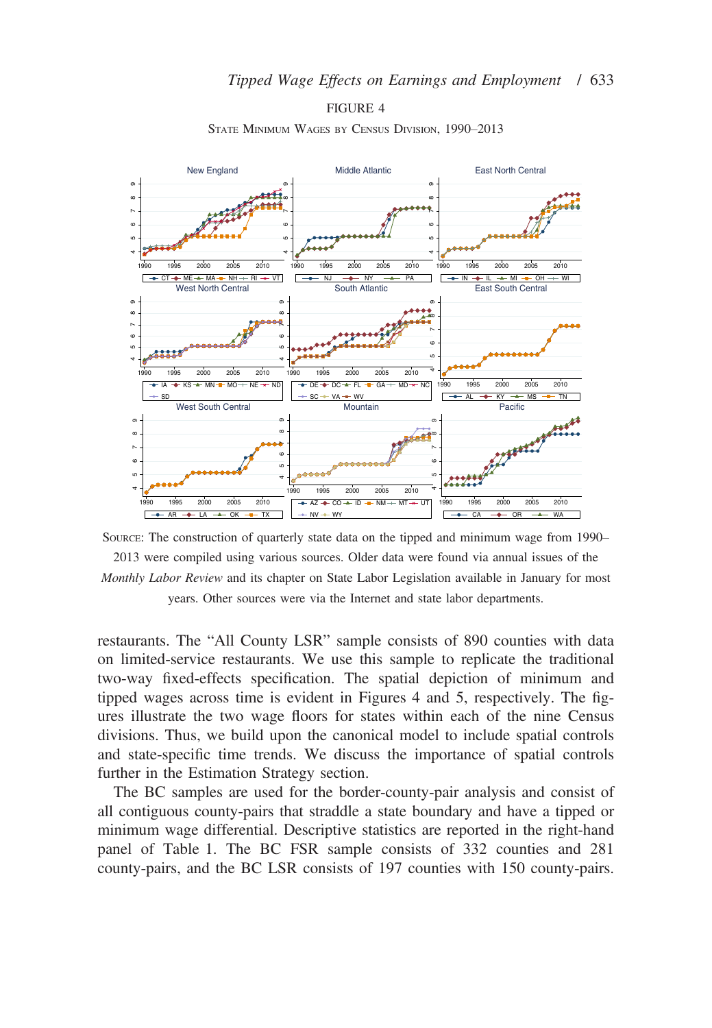FIGURE 4

State Minimum Wages by Census Division, 1990–2013

Source: The construction of quarterly state data on the tipped and minimum wage from 1990–2013 were compiled using various sources. Older data were found via annual issues of the *Monthly Labor Review* and its chapter on State Labor Legislation available in January for most years. Other sources were via the Internet and state labor departments.

restaurants. The "All County LSR" sample consists of 890 counties with data on limited-service restaurants. We use this sample to replicate the traditional two-way fixed-effects specification. The spatial depiction of minimum and tipped wages across time is evident in Figures 4 and 5, respectively. The figures illustrate the two wage floors for states within each of the nine Census divisions. Thus, we build upon the canonical model to include spatial controls and state-specific time trends. We discuss the importance of spatial controls further in the Estimation Strategy section.

The BC samples are used for the border-county-pair analysis and consist of all contiguous county-pairs that straddle a state boundary and have a tipped or minimum wage differential. Descriptive statistics are reported in the right-hand panel of Table 1. The BC FSR sample consists of 332 counties and 281 county-pairs, and the BC LSR consists of 197 counties with 150 county-pairs.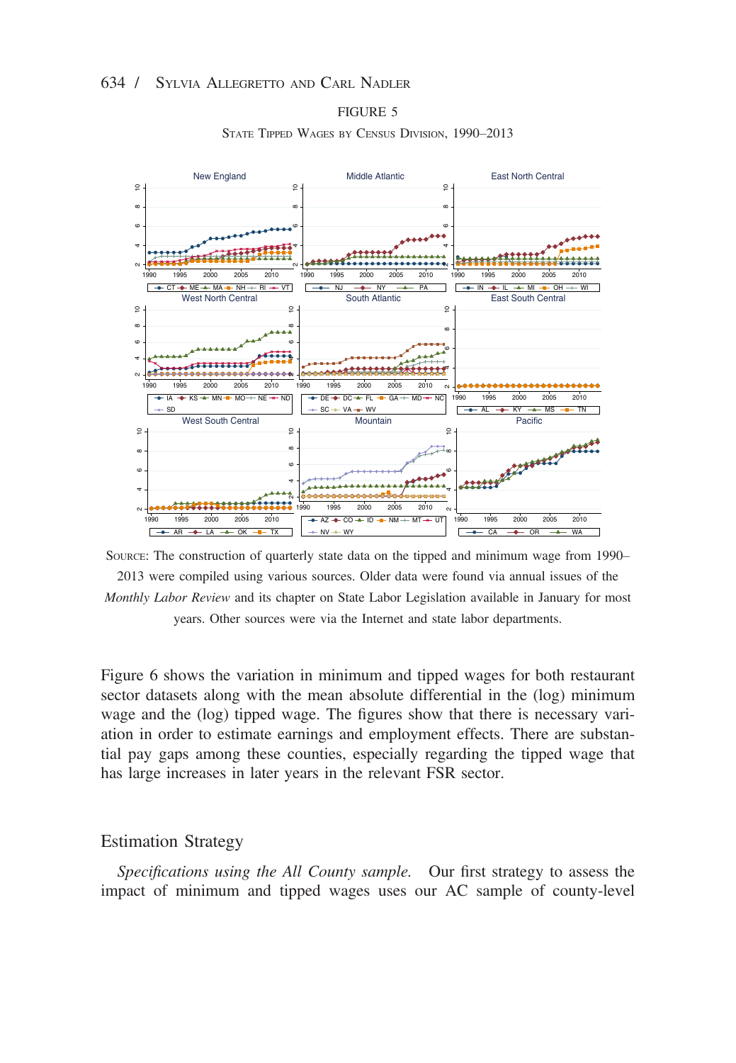FIGURE 5

State Tipped Wages by Census Division, 1990–2013

Source: The construction of quarterly state data on the tipped and minimum wage from 1990–2013 were compiled using various sources. Older data were found via annual issues of the *Monthly Labor Review* and its chapter on State Labor Legislation available in January for most years. Other sources were via the Internet and state labor departments.

Figure 6 shows the variation in minimum and tipped wages for both restaurant sector datasets along with the mean absolute differential in the (log) minimum wage and the (log) tipped wage. The figures show that there is necessary variation in order to estimate earnings and employment effects. There are substantial pay gaps among these counties, especially regarding the tipped wage that has large increases in later years in the relevant FSR sector.

## Estimation Strategy

*Specifications using the All County sample.* Our first strategy to assess the impact of minimum and tipped wages uses our AC sample of county-level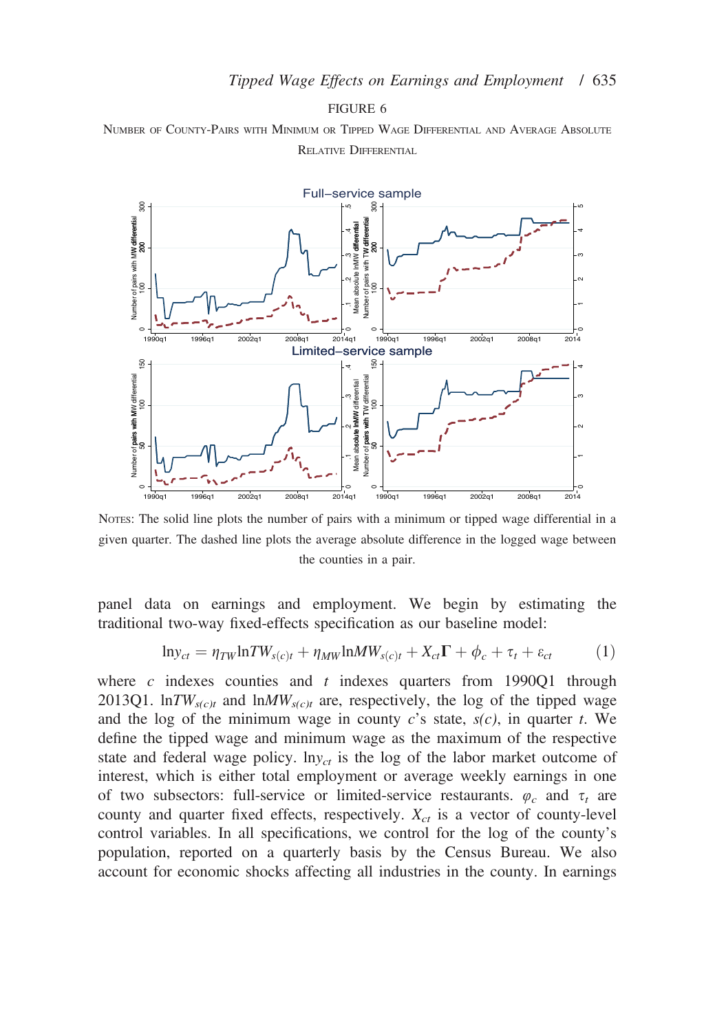FIGURE 6

Number of County-Pairs with Minimum or Tipped Wage Differential and Average Absolute Relative Differential

Notes: The solid line plots the number of pairs with a minimum or tipped wage differential in a given quarter. The dashed line plots the average absolute difference in the logged wage between the counties in a pair.

panel data on earnings and employment. We begin by estimating the traditional two-way fixed-effects specification as our baseline model:

$$\ln y_{ct} = \eta_{TW} \ln TW_{s(c)t} + \eta_{MW} \ln MW_{s(c)t} + X_{ct}\Gamma + \phi_c + \tau_t + \varepsilon_{ct} \tag{1}$$

where $c$ indexes counties and $t$ indexes quarters from 1990Q1 through 2013Q1. $\ln TW_{s(c)t}$ and $\ln MW_{s(c)t}$ are, respectively, the log of the tipped wage and the log of the minimum wage in county $c$'s state, $s(c)$, in quarter $t$. We define the tipped wage and minimum wage as the maximum of the respective state and federal wage policy. $\ln y_{ct}$ is the log of the labor market outcome of interest, which is either total employment or average weekly earnings in one of two subsectors: full-service or limited-service restaurants. $\varphi_c$ and $\tau_t$ are county and quarter fixed effects, respectively. $X_{ct}$ is a vector of county-level control variables. In all specifications, we control for the log of the county's population, reported on a quarterly basis by the Census Bureau. We also account for economic shocks affecting all industries in the county. In earnings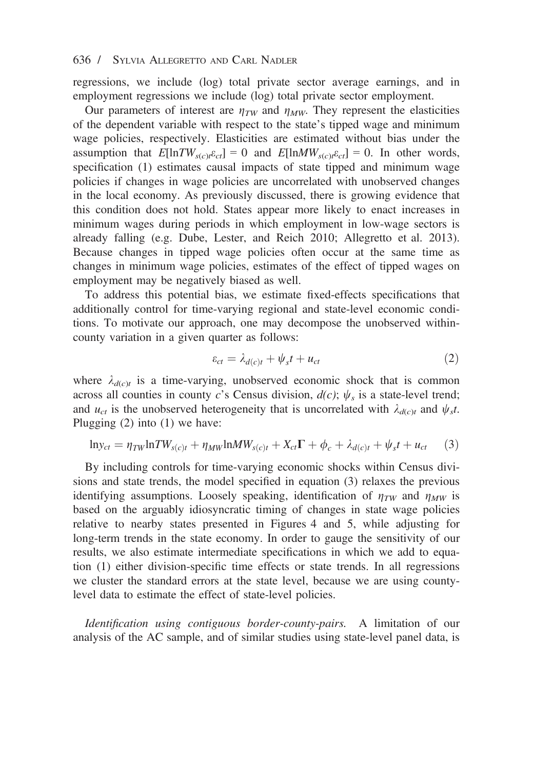regressions, we include (log) total private sector average earnings, and in employment regressions we include (log) total private sector employment.

Our parameters of interest are $\eta_{TW}$ and $\eta_{MW}$. They represent the elasticities of the dependent variable with respect to the state's tipped wage and minimum wage policies, respectively. Elasticities are estimated without bias under the assumption that $E[\ln TW_{s(c)t}\varepsilon_{ct}] = 0$ and $E[\ln MW_{s(c)t}\varepsilon_{ct}] = 0$. In other words, specification (1) estimates causal impacts of state tipped and minimum wage policies if changes in wage policies are uncorrelated with unobserved changes in the local economy. As previously discussed, there is growing evidence that this condition does not hold. States appear more likely to enact increases in minimum wages during periods in which employment in low-wage sectors is already falling (e.g. Dube, Lester, and Reich 2010; Allegretto et al. 2013). Because changes in tipped wage policies often occur at the same time as changes in minimum wage policies, estimates of the effect of tipped wages on employment may be negatively biased as well.

To address this potential bias, we estimate fixed-effects specifications that additionally control for time-varying regional and state-level economic conditions. To motivate our approach, one may decompose the unobserved within-county variation in a given quarter as follows:

$$\varepsilon_{ct} = \lambda_{d(c)t} + \psi_s t + u_{ct} \tag{2}$$

where $\lambda_{d(c)t}$ is a time-varying, unobserved economic shock that is common across all counties in county $c$'s Census division, $d(c)$; $\psi_s$ is a state-level trend; and $u_{ct}$ is the unobserved heterogeneity that is uncorrelated with $\lambda_{d(c)t}$ and $\psi_s t$. Plugging (2) into (1) we have:

$$\ln y_{ct} = \eta_{TW} \ln TW_{s(c)t} + \eta_{MW} \ln MW_{s(c)t} + X_{ct}\Gamma + \phi_c + \lambda_{d(c)t} + \psi_s t + u_{ct} \tag{3}$$

By including controls for time-varying economic shocks within Census divisions and state trends, the model specified in equation (3) relaxes the previous identifying assumptions. Loosely speaking, identification of $\eta_{TW}$ and $\eta_{MW}$ is based on the arguably idiosyncratic timing of changes in state wage policies relative to nearby states presented in Figures 4 and 5, while adjusting for long-term trends in the state economy. In order to gauge the sensitivity of our results, we also estimate intermediate specifications in which we add to equation (1) either division-specific time effects or state trends. In all regressions we cluster the standard errors at the state level, because we are using county-level data to estimate the effect of state-level policies.

*Identification using contiguous border-county-pairs.* A limitation of our analysis of the AC sample, and of similar studies using state-level panel data, is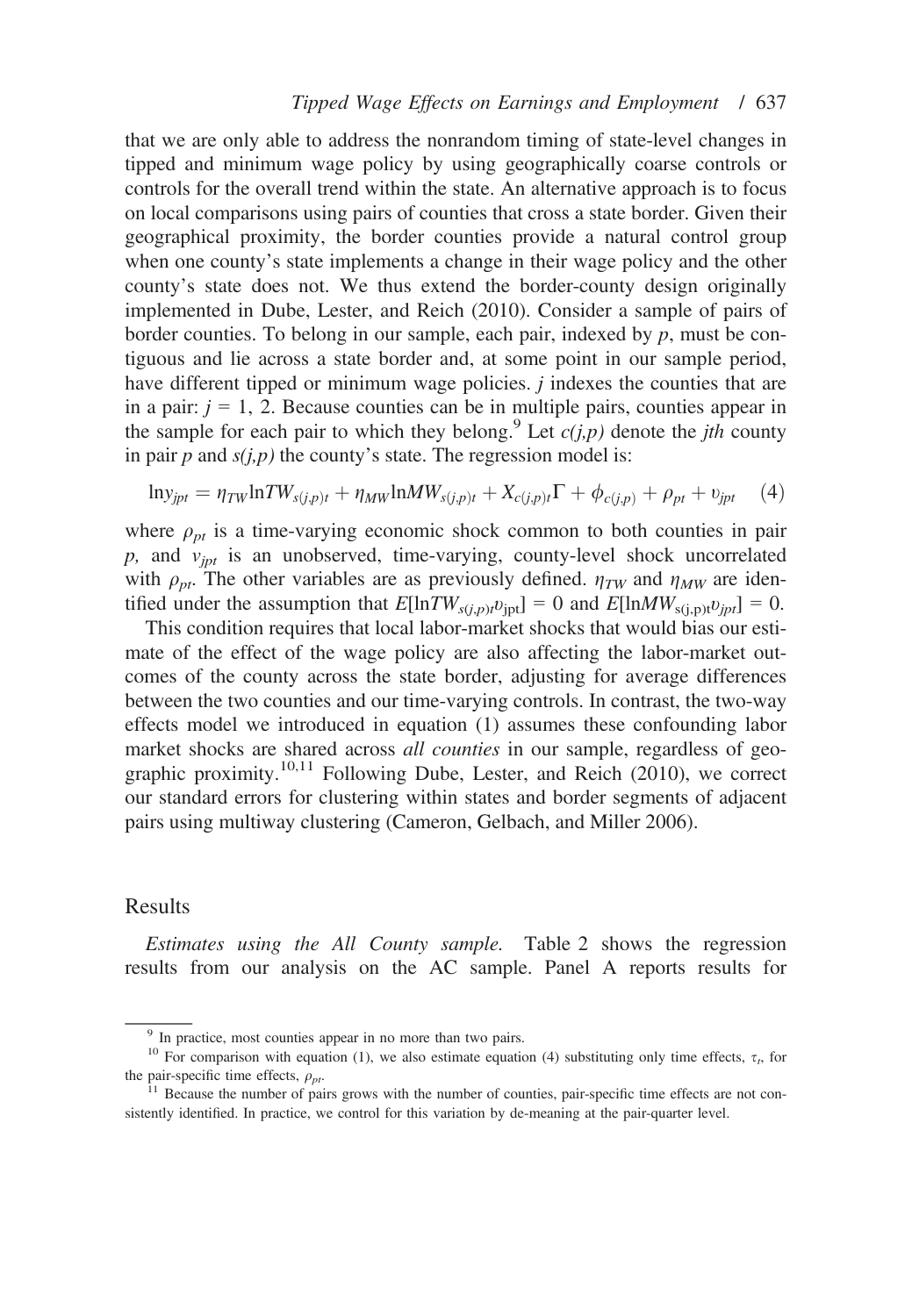that we are only able to address the nonrandom timing of state-level changes in tipped and minimum wage policy by using geographically coarse controls or controls for the overall trend within the state. An alternative approach is to focus on local comparisons using pairs of counties that cross a state border. Given their geographical proximity, the border counties provide a natural control group when one county's state implements a change in their wage policy and the other county's state does not. We thus extend the border-county design originally implemented in Dube, Lester, and Reich (2010). Consider a sample of pairs of border counties. To belong in our sample, each pair, indexed by $p$, must be contiguous and lie across a state border and, at some point in our sample period, have different tipped or minimum wage policies. $j$ indexes the counties that are in a pair: $j$ = 1, 2. Because counties can be in multiple pairs, counties appear in the sample for each pair to which they belong.[9] Let $c(j,p)$ denote the $j$th county in pair $p$ and $s(j,p)$ the county's state. The regression model is:

$$\ln y_{jpt} = \eta_{TW} \ln TW_{s(j,p)t} + \eta_{MW} \ln MW_{s(j,p)t} + X_{c(j,p)t}\Gamma + \phi_{c(j,p)} + \rho_{pt} + \upsilon_{jpt} \quad (4)$$

where $\rho_{pt}$ is a time-varying economic shock common to both counties in pair $p$, and $\upsilon_{jpt}$ is an unobserved, time-varying, county-level shock uncorrelated with $\rho_{pt}$. The other variables are as previously defined. $\eta_{TW}$ and $\eta_{MW}$ are identified under the assumption that $E[\ln TW_{s(j,p)t}\upsilon_{jpt}] = 0$ and $E[\ln MW_{s(j,p)t}\upsilon_{jpt}] = 0$.

This condition requires that local labor-market shocks that would bias our estimate of the effect of the wage policy are also affecting the labor-market outcomes of the county across the state border, adjusting for average differences between the two counties and our time-varying controls. In contrast, the two-way effects model we introduced in equation (1) assumes these confounding labor market shocks are shared across *all counties* in our sample, regardless of geographic proximity.[10,11] Following Dube, Lester, and Reich (2010), we correct our standard errors for clustering within states and border segments of adjacent pairs using multiway clustering (Cameron, Gelbach, and Miller 2006).

## Results

*Estimates using the All County sample.* Table 2 shows the regression results from our analysis on the AC sample. Panel A reports results for

---

[9] In practice, most counties appear in no more than two pairs.

[10] For comparison with equation (1), we also estimate equation (4) substituting only time effects, $\tau_t$, for the pair-specific time effects, $\rho_{pt}$.

[11] Because the number of pairs grows with the number of counties, pair-specific time effects are not consistently identified. In practice, we control for this variation by de-meaning at the pair-quarter level.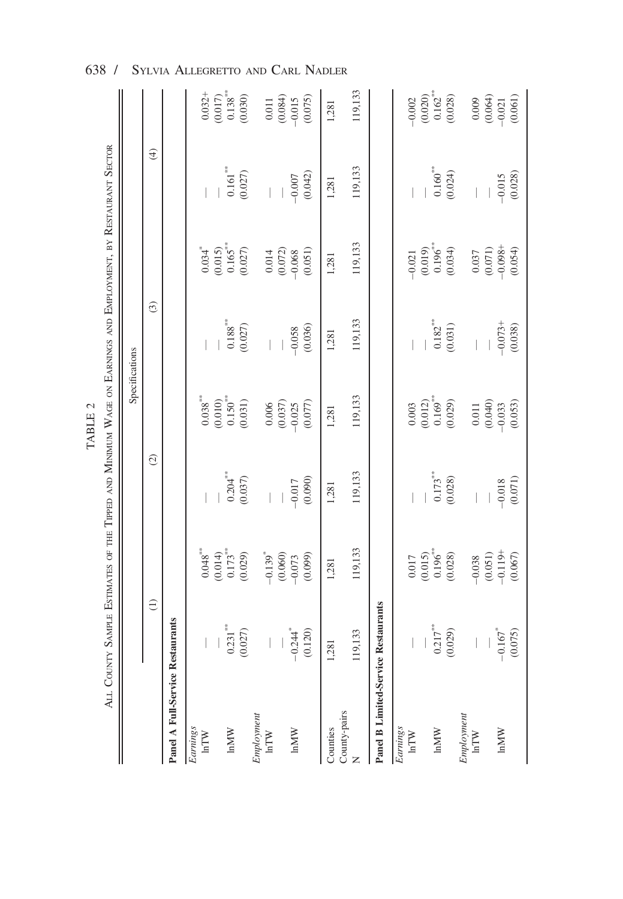TABLE 2

ALL COUNTY SAMPLE ESTIMATES OF THE TIPPED AND MINIMUM WAGE ON EARNINGS AND EMPLOYMENT, BY RESTAURANT SECTOR

| | Specifications | | | | | | | |
|---|---|---|---|---|---|---|---|---|
| | (1) | | (2) | | (3) | | (4) | |
| **Panel A Full-Service Restaurants** | | | | | | | | |
| *Earnings* | | | | | | | | |
| lnTW | — | 0.048** | — | 0.038** | — | 0.034* | — | 0.032+ |
| | — | (0.014) | — | (0.010) | — | (0.015) | — | (0.017) |
| lnMW | 0.231** | 0.173** | 0.204** | 0.150** | 0.188** | 0.165** | 0.161** | 0.138** |
| | (0.027) | (0.029) | (0.037) | (0.031) | (0.027) | (0.027) | (0.027) | (0.030) |
| *Employment* | | | | | | | | |
| lnTW | — | −0.139* | — | 0.006 | — | 0.014 | — | 0.011 |
| | — | (0.060) | — | (0.037) | — | (0.072) | — | (0.084) |
| lnMW | −0.244* | −0.073 | −0.017 | −0.025 | −0.058 | −0.068 | −0.007 | −0.015 |
| | (0.120) | (0.099) | (0.090) | (0.077) | (0.036) | (0.051) | (0.042) | (0.075) |
| Counties | 1,281 | 1,281 | 1,281 | 1,281 | 1,281 | 1,281 | 1,281 | 1,281 |
| County-pairs | | | | | | | | |
| N | 119,133 | 119,133 | 119,133 | 119,133 | 119,133 | 119,133 | 119,133 | 119,133 |
| **Panel B Limited-Service Restaurants** | | | | | | | | |
| *Earnings* | | | | | | | | |
| lnTW | — | 0.017 | — | 0.003 | — | −0.021 | — | −0.002 |
| | — | (0.015) | — | (0.012) | — | (0.019) | — | (0.020) |
| lnMW | 0.217** | 0.196** | 0.173** | 0.169** | 0.182** | 0.196** | 0.160** | 0.162** |
| | (0.029) | (0.028) | (0.028) | (0.029) | (0.031) | (0.034) | (0.024) | (0.028) |
| *Employment* | | | | | | | | |
| lnTW | — | −0.038 | — | 0.011 | — | 0.037 | — | 0.009 |
| | — | (0.051) | — | (0.040) | — | (0.071) | — | (0.064) |
| lnMW | −0.167* | −0.119+ | −0.018 | −0.033 | −0.073+ | −0.098+ | −0.015 | −0.021 |
| | (0.075) | (0.067) | (0.071) | (0.053) | (0.038) | (0.054) | (0.028) | (0.061) |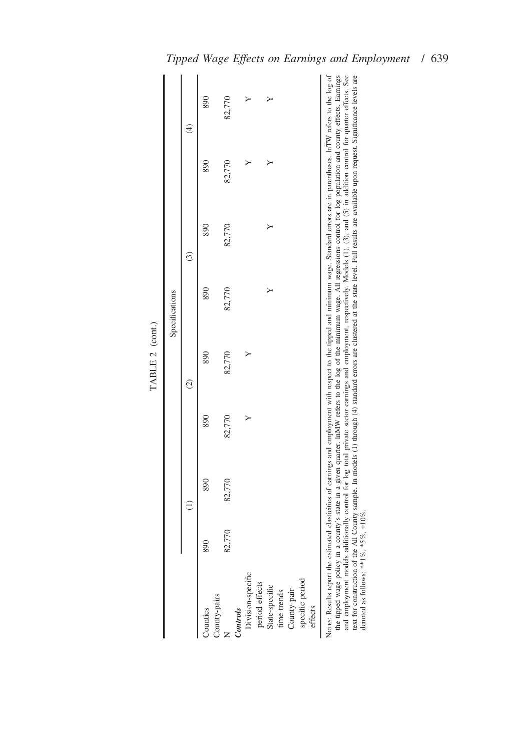TABLE 2 (cont.)

| | Specifications | | | | | | | |
|---|---|---|---|---|---|---|---|---|
| | (1) | | (2) | | (3) | | (4) | |
| Counties | 890 | 890 | 890 | 890 | 890 | 890 | 890 | 890 |
| County-pairs | | | | | | | | |
| N | 82,770 | 82,770 | 82,770 | 82,770 | 82,770 | 82,770 | 82,770 | 82,770 |
| ***Controls*** | | | | | | | | |
| Division-specific period effects | | | Y | Y | | | Y | Y |
| State-specific time trends | | | | | Y | Y | Y | Y |
| County-pair-specific period effects | | | | | | | | |

NOTES: Results report the estimated elasticities of earnings and employment with respect to the tipped and minimum wage. Standard errors are in parentheses. lnTW refers to the log of the tipped wage policy in a county's state in a given quarter. lnMW refers to the log of the minimum wage. All regressions control for log population and county effects. Earnings and employment models additionally control for log total private sector earnings and employment, respectively. Models (1), (3), and (5) in addition control for quarter effects. See text for construction of the All County sample. In models (1) through (4) standard errors are clustered at the state level. Full results are available upon request. Significance levels are denoted as follows: **1%, *5%, +10%.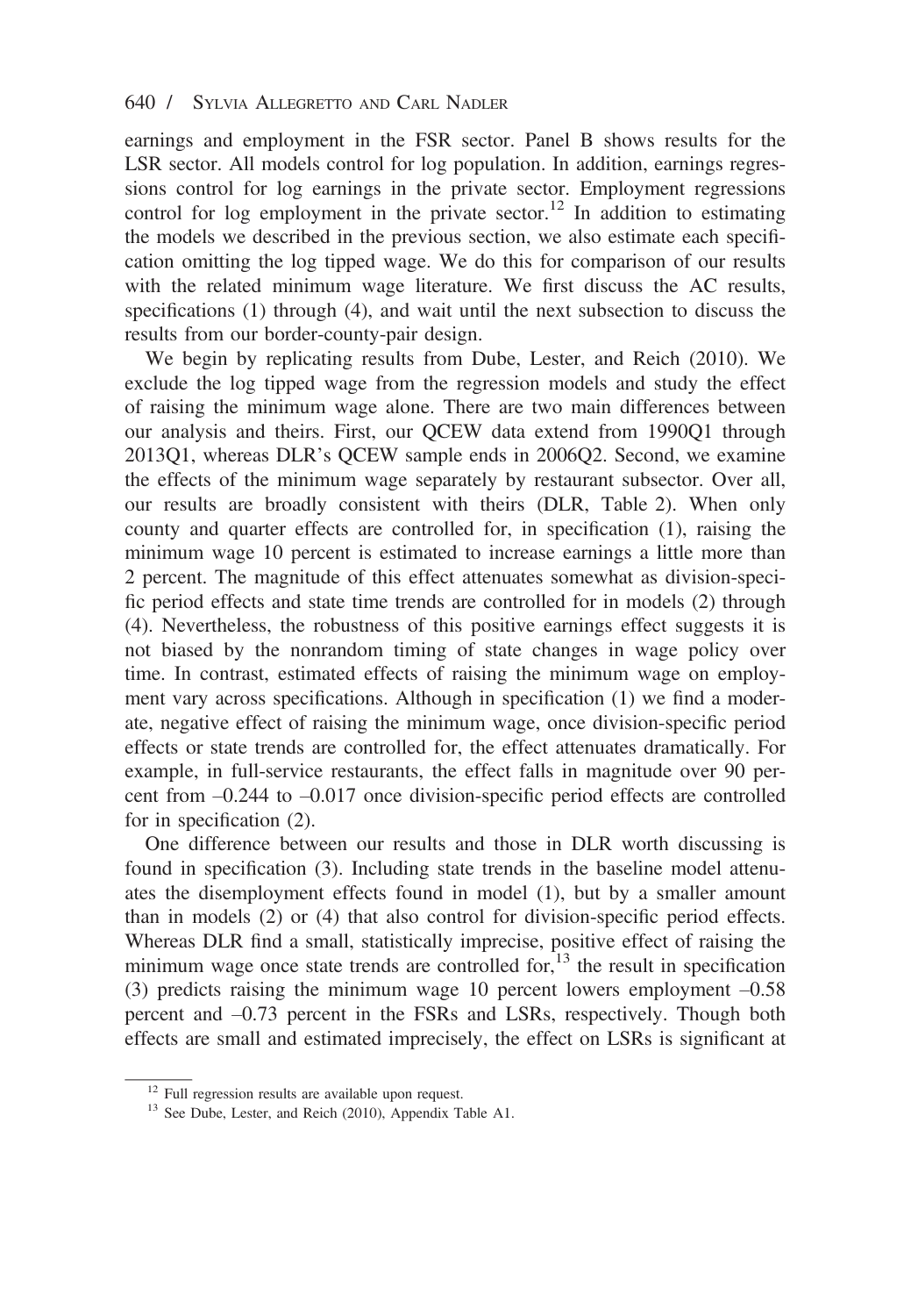earnings and employment in the FSR sector. Panel B shows results for the LSR sector. All models control for log population. In addition, earnings regressions control for log earnings in the private sector. Employment regressions control for log employment in the private sector.[12] In addition to estimating the models we described in the previous section, we also estimate each specification omitting the log tipped wage. We do this for comparison of our results with the related minimum wage literature. We first discuss the AC results, specifications (1) through (4), and wait until the next subsection to discuss the results from our border-county-pair design.

We begin by replicating results from Dube, Lester, and Reich (2010). We exclude the log tipped wage from the regression models and study the effect of raising the minimum wage alone. There are two main differences between our analysis and theirs. First, our QCEW data extend from 1990Q1 through 2013Q1, whereas DLR's QCEW sample ends in 2006Q2. Second, we examine the effects of the minimum wage separately by restaurant subsector. Over all, our results are broadly consistent with theirs (DLR, Table 2). When only county and quarter effects are controlled for, in specification (1), raising the minimum wage 10 percent is estimated to increase earnings a little more than 2 percent. The magnitude of this effect attenuates somewhat as division-specific period effects and state time trends are controlled for in models (2) through (4). Nevertheless, the robustness of this positive earnings effect suggests it is not biased by the nonrandom timing of state changes in wage policy over time. In contrast, estimated effects of raising the minimum wage on employment vary across specifications. Although in specification (1) we find a moderate, negative effect of raising the minimum wage, once division-specific period effects or state trends are controlled for, the effect attenuates dramatically. For example, in full-service restaurants, the effect falls in magnitude over 90 percent from –0.244 to –0.017 once division-specific period effects are controlled for in specification (2).

One difference between our results and those in DLR worth discussing is found in specification (3). Including state trends in the baseline model attenuates the disemployment effects found in model (1), but by a smaller amount than in models (2) or (4) that also control for division-specific period effects. Whereas DLR find a small, statistically imprecise, positive effect of raising the minimum wage once state trends are controlled for,[13] the result in specification (3) predicts raising the minimum wage 10 percent lowers employment –0.58 percent and –0.73 percent in the FSRs and LSRs, respectively. Though both effects are small and estimated imprecisely, the effect on LSRs is significant at

[12] Full regression results are available upon request.

[13] See Dube, Lester, and Reich (2010), Appendix Table A1.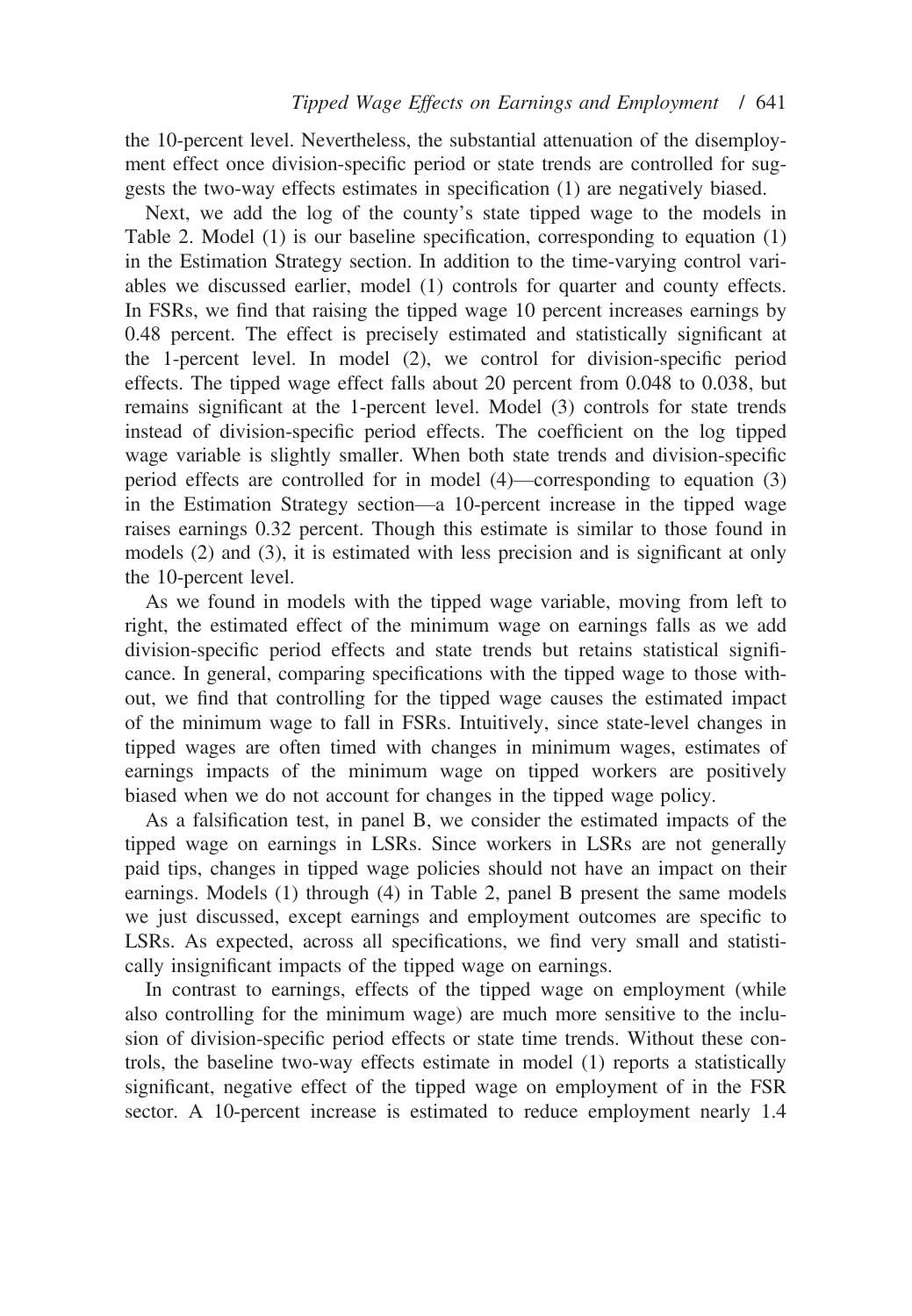the 10-percent level. Nevertheless, the substantial attenuation of the disemployment effect once division-specific period or state trends are controlled for suggests the two-way effects estimates in specification (1) are negatively biased.

Next, we add the log of the county's state tipped wage to the models in Table 2. Model (1) is our baseline specification, corresponding to equation (1) in the Estimation Strategy section. In addition to the time-varying control variables we discussed earlier, model (1) controls for quarter and county effects. In FSRs, we find that raising the tipped wage 10 percent increases earnings by 0.48 percent. The effect is precisely estimated and statistically significant at the 1-percent level. In model (2), we control for division-specific period effects. The tipped wage effect falls about 20 percent from 0.048 to 0.038, but remains significant at the 1-percent level. Model (3) controls for state trends instead of division-specific period effects. The coefficient on the log tipped wage variable is slightly smaller. When both state trends and division-specific period effects are controlled for in model (4)—corresponding to equation (3) in the Estimation Strategy section—a 10-percent increase in the tipped wage raises earnings 0.32 percent. Though this estimate is similar to those found in models (2) and (3), it is estimated with less precision and is significant at only the 10-percent level.

As we found in models with the tipped wage variable, moving from left to right, the estimated effect of the minimum wage on earnings falls as we add division-specific period effects and state trends but retains statistical significance. In general, comparing specifications with the tipped wage to those without, we find that controlling for the tipped wage causes the estimated impact of the minimum wage to fall in FSRs. Intuitively, since state-level changes in tipped wages are often timed with changes in minimum wages, estimates of earnings impacts of the minimum wage on tipped workers are positively biased when we do not account for changes in the tipped wage policy.

As a falsification test, in panel B, we consider the estimated impacts of the tipped wage on earnings in LSRs. Since workers in LSRs are not generally paid tips, changes in tipped wage policies should not have an impact on their earnings. Models (1) through (4) in Table 2, panel B present the same models we just discussed, except earnings and employment outcomes are specific to LSRs. As expected, across all specifications, we find very small and statistically insignificant impacts of the tipped wage on earnings.

In contrast to earnings, effects of the tipped wage on employment (while also controlling for the minimum wage) are much more sensitive to the inclusion of division-specific period effects or state time trends. Without these controls, the baseline two-way effects estimate in model (1) reports a statistically significant, negative effect of the tipped wage on employment of in the FSR sector. A 10-percent increase is estimated to reduce employment nearly 1.4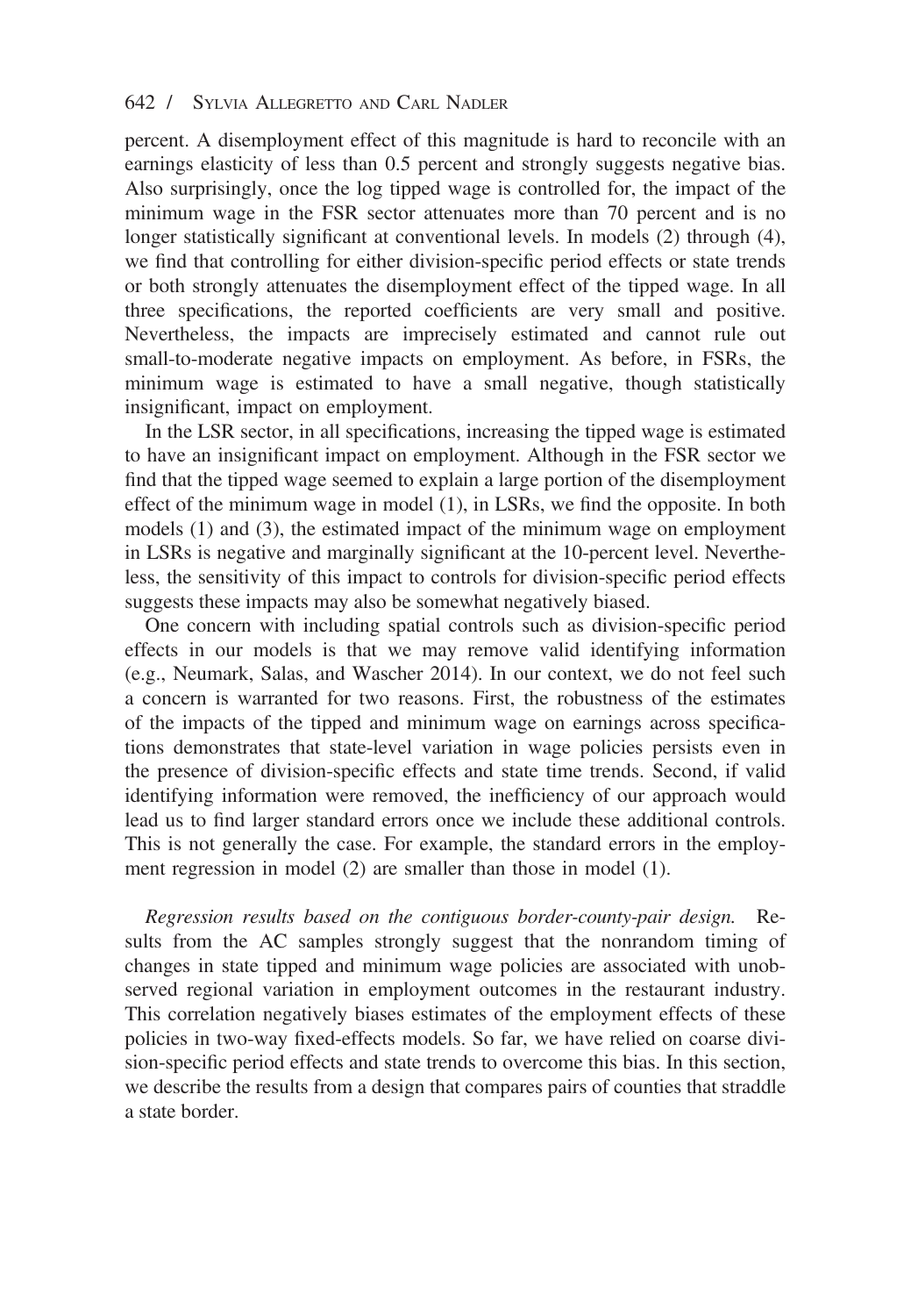percent. A disemployment effect of this magnitude is hard to reconcile with an earnings elasticity of less than 0.5 percent and strongly suggests negative bias. Also surprisingly, once the log tipped wage is controlled for, the impact of the minimum wage in the FSR sector attenuates more than 70 percent and is no longer statistically significant at conventional levels. In models (2) through (4), we find that controlling for either division-specific period effects or state trends or both strongly attenuates the disemployment effect of the tipped wage. In all three specifications, the reported coefficients are very small and positive. Nevertheless, the impacts are imprecisely estimated and cannot rule out small-to-moderate negative impacts on employment. As before, in FSRs, the minimum wage is estimated to have a small negative, though statistically insignificant, impact on employment.

In the LSR sector, in all specifications, increasing the tipped wage is estimated to have an insignificant impact on employment. Although in the FSR sector we find that the tipped wage seemed to explain a large portion of the disemployment effect of the minimum wage in model (1), in LSRs, we find the opposite. In both models (1) and (3), the estimated impact of the minimum wage on employment in LSRs is negative and marginally significant at the 10-percent level. Nevertheless, the sensitivity of this impact to controls for division-specific period effects suggests these impacts may also be somewhat negatively biased.

One concern with including spatial controls such as division-specific period effects in our models is that we may remove valid identifying information (e.g., Neumark, Salas, and Wascher 2014). In our context, we do not feel such a concern is warranted for two reasons. First, the robustness of the estimates of the impacts of the tipped and minimum wage on earnings across specifications demonstrates that state-level variation in wage policies persists even in the presence of division-specific effects and state time trends. Second, if valid identifying information were removed, the inefficiency of our approach would lead us to find larger standard errors once we include these additional controls. This is not generally the case. For example, the standard errors in the employment regression in model (2) are smaller than those in model (1).

*Regression results based on the contiguous border-county-pair design.* Results from the AC samples strongly suggest that the nonrandom timing of changes in state tipped and minimum wage policies are associated with unobserved regional variation in employment outcomes in the restaurant industry. This correlation negatively biases estimates of the employment effects of these policies in two-way fixed-effects models. So far, we have relied on coarse division-specific period effects and state trends to overcome this bias. In this section, we describe the results from a design that compares pairs of counties that straddle a state border.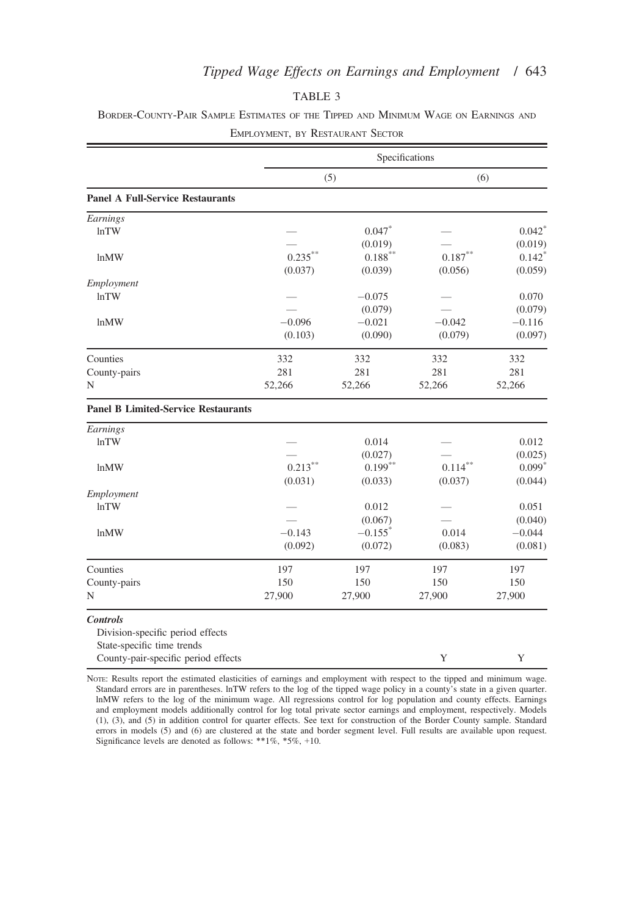TABLE 3

BORDER-COUNTY-PAIR SAMPLE ESTIMATES OF THE TIPPED AND MINIMUM WAGE ON EARNINGS AND EMPLOYMENT, BY RESTAURANT SECTOR

| | Specifications | | | |
|---|---|---|---|---|
| | (5) | | (6) | |
| **Panel A Full-Service Restaurants** | | | | |
| *Earnings* | | | | |
| lnTW | — | 0.047* | — | 0.042* |
| | — | (0.019) | — | (0.019) |
| lnMW | 0.235** | 0.188** | 0.187** | 0.142* |
| | (0.037) | (0.039) | (0.056) | (0.059) |
| *Employment* | | | | |
| lnTW | — | −0.075 | — | 0.070 |
| | — | (0.079) | — | (0.079) |
| lnMW | −0.096 | −0.021 | −0.042 | −0.116 |
| | (0.103) | (0.090) | (0.079) | (0.097) |
| Counties | 332 | 332 | 332 | 332 |
| County-pairs | 281 | 281 | 281 | 281 |
| N | 52,266 | 52,266 | 52,266 | 52,266 |
| **Panel B Limited-Service Restaurants** | | | | |
| *Earnings* | | | | |
| lnTW | — | 0.014 | — | 0.012 |
| | — | (0.027) | — | (0.025) |
| lnMW | 0.213** | 0.199** | 0.114** | 0.099* |
| | (0.031) | (0.033) | (0.037) | (0.044) |
| *Employment* | | | | |
| lnTW | — | 0.012 | — | 0.051 |
| | — | (0.067) | — | (0.040) |
| lnMW | −0.143 | −0.155* | 0.014 | −0.044 |
| | (0.092) | (0.072) | (0.083) | (0.081) |
| Counties | 197 | 197 | 197 | 197 |
| County-pairs | 150 | 150 | 150 | 150 |
| N | 27,900 | 27,900 | 27,900 | 27,900 |
| ***Controls*** | | | | |
| Division-specific period effects | | | | |
| State-specific time trends | | | | |
| County-pair-specific period effects | | | Y | Y |

NOTE: Results report the estimated elasticities of earnings and employment with respect to the tipped and minimum wage. Standard errors are in parentheses. lnTW refers to the log of the tipped wage policy in a county's state in a given quarter. lnMW refers to the log of the minimum wage. All regressions control for log population and county effects. Earnings and employment models additionally control for log total private sector earnings and employment, respectively. Models (1), (3), and (5) in addition control for quarter effects. See text for construction of the Border County sample. Standard errors in models (5) and (6) are clustered at the state and border segment level. Full results are available upon request. Significance levels are denoted as follows: **1%, *5%, +10.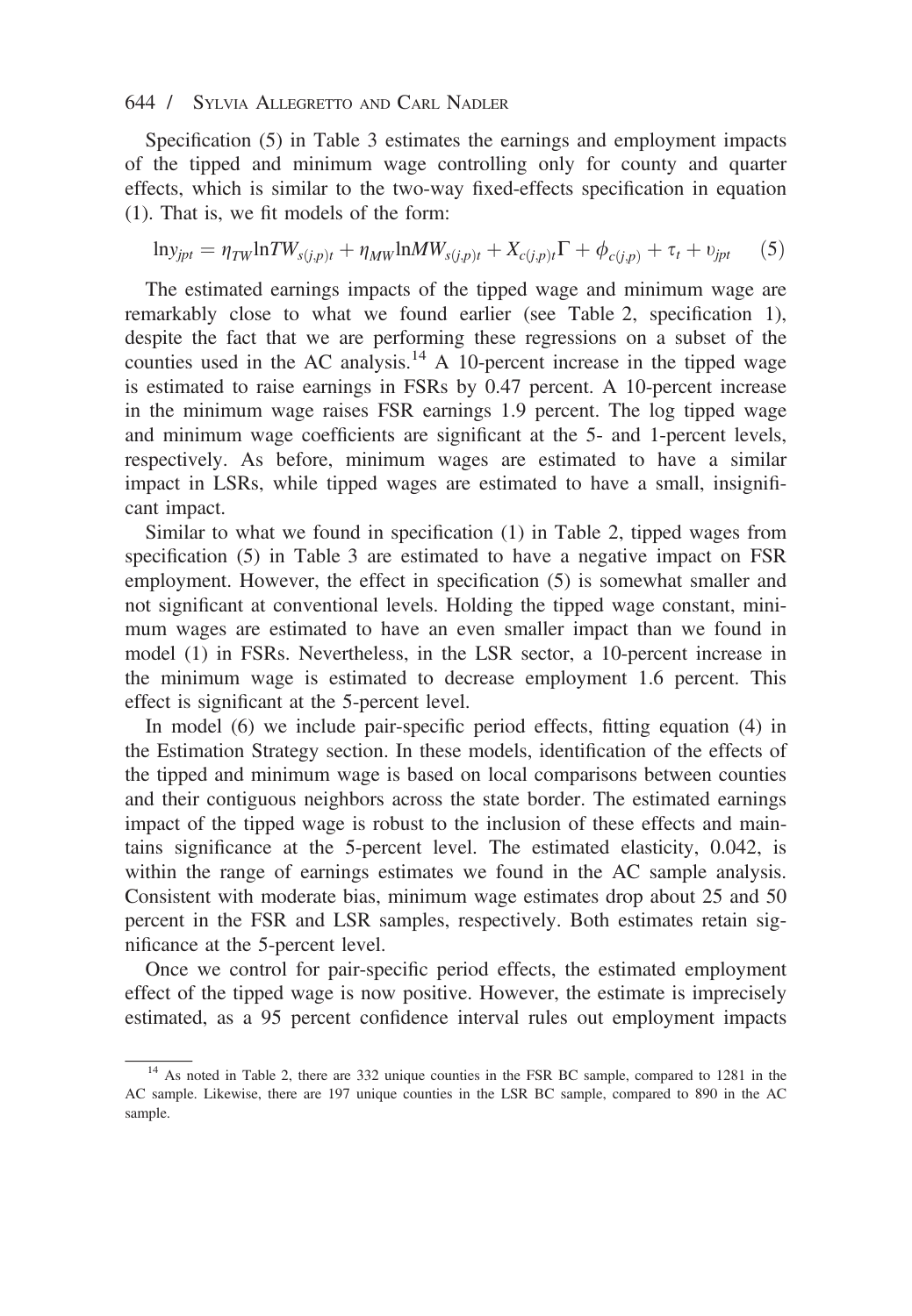Specification (5) in Table 3 estimates the earnings and employment impacts of the tipped and minimum wage controlling only for county and quarter effects, which is similar to the two-way fixed-effects specification in equation (1). That is, we fit models of the form:

$$\ln y_{jpt} = \eta_{TW} \ln TW_{s(j,p)t} + \eta_{MW} \ln MW_{s(j,p)t} + X_{c(j,p)t}\Gamma + \phi_{c(j,p)} + \tau_t + \upsilon_{jpt} \quad (5)$$

The estimated earnings impacts of the tipped wage and minimum wage are remarkably close to what we found earlier (see Table 2, specification 1), despite the fact that we are performing these regressions on a subset of the counties used in the AC analysis.[14] A 10-percent increase in the tipped wage is estimated to raise earnings in FSRs by 0.47 percent. A 10-percent increase in the minimum wage raises FSR earnings 1.9 percent. The log tipped wage and minimum wage coefficients are significant at the 5- and 1-percent levels, respectively. As before, minimum wages are estimated to have a similar impact in LSRs, while tipped wages are estimated to have a small, insignificant impact.

Similar to what we found in specification (1) in Table 2, tipped wages from specification (5) in Table 3 are estimated to have a negative impact on FSR employment. However, the effect in specification (5) is somewhat smaller and not significant at conventional levels. Holding the tipped wage constant, minimum wages are estimated to have an even smaller impact than we found in model (1) in FSRs. Nevertheless, in the LSR sector, a 10-percent increase in the minimum wage is estimated to decrease employment 1.6 percent. This effect is significant at the 5-percent level.

In model (6) we include pair-specific period effects, fitting equation (4) in the Estimation Strategy section. In these models, identification of the effects of the tipped and minimum wage is based on local comparisons between counties and their contiguous neighbors across the state border. The estimated earnings impact of the tipped wage is robust to the inclusion of these effects and maintains significance at the 5-percent level. The estimated elasticity, 0.042, is within the range of earnings estimates we found in the AC sample analysis. Consistent with moderate bias, minimum wage estimates drop about 25 and 50 percent in the FSR and LSR samples, respectively. Both estimates retain significance at the 5-percent level.

Once we control for pair-specific period effects, the estimated employment effect of the tipped wage is now positive. However, the estimate is imprecisely estimated, as a 95 percent confidence interval rules out employment impacts

[14] As noted in Table 2, there are 332 unique counties in the FSR BC sample, compared to 1281 in the AC sample. Likewise, there are 197 unique counties in the LSR BC sample, compared to 890 in the AC sample.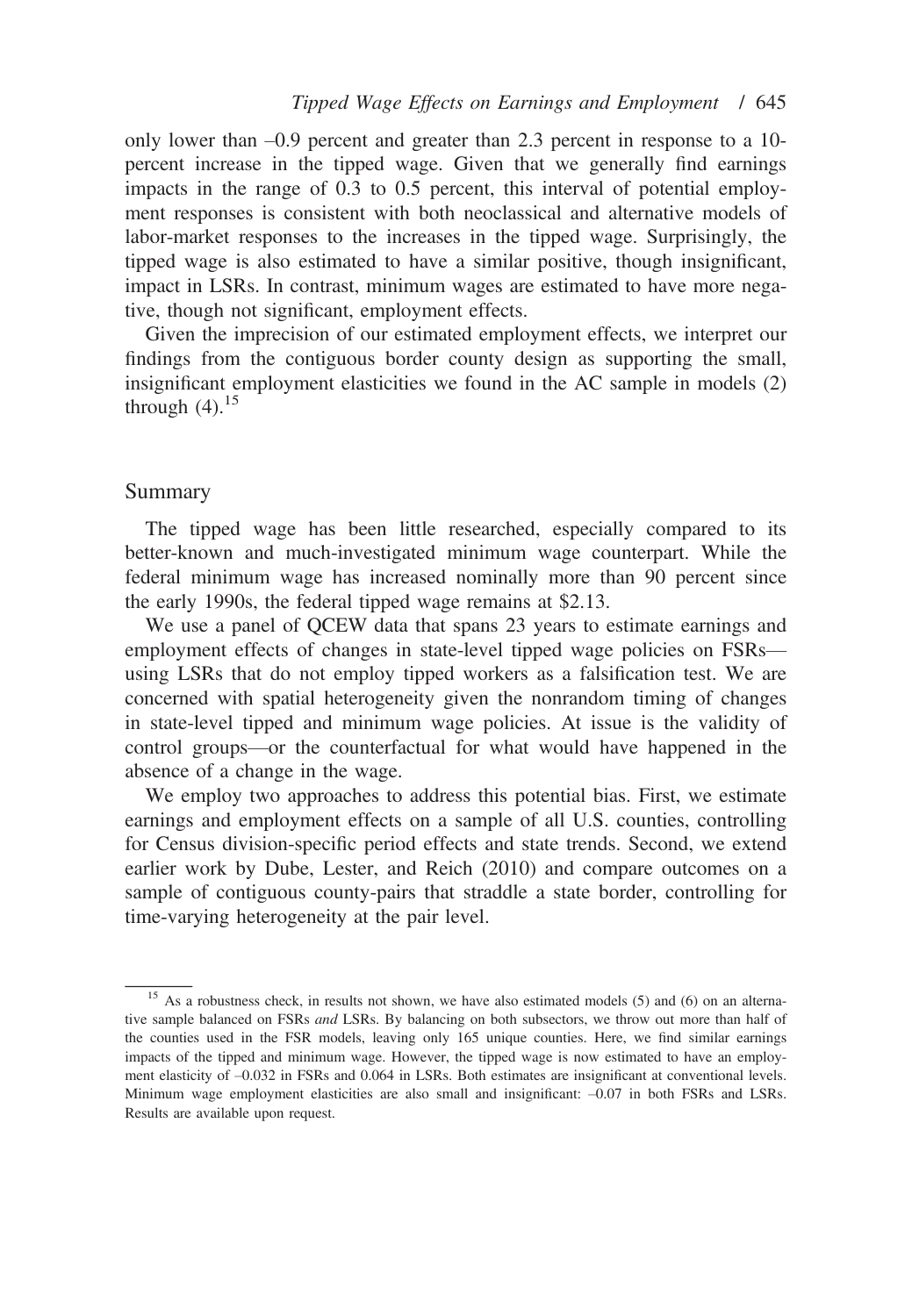only lower than –0.9 percent and greater than 2.3 percent in response to a 10-percent increase in the tipped wage. Given that we generally find earnings impacts in the range of 0.3 to 0.5 percent, this interval of potential employment responses is consistent with both neoclassical and alternative models of labor-market responses to the increases in the tipped wage. Surprisingly, the tipped wage is also estimated to have a similar positive, though insignificant, impact in LSRs. In contrast, minimum wages are estimated to have more negative, though not significant, employment effects.

Given the imprecision of our estimated employment effects, we interpret our findings from the contiguous border county design as supporting the small, insignificant employment elasticities we found in the AC sample in models (2) through (4).[15]

## Summary

The tipped wage has been little researched, especially compared to its better-known and much-investigated minimum wage counterpart. While the federal minimum wage has increased nominally more than 90 percent since the early 1990s, the federal tipped wage remains at \$2.13.

We use a panel of QCEW data that spans 23 years to estimate earnings and employment effects of changes in state-level tipped wage policies on FSRs—using LSRs that do not employ tipped workers as a falsification test. We are concerned with spatial heterogeneity given the nonrandom timing of changes in state-level tipped and minimum wage policies. At issue is the validity of control groups—or the counterfactual for what would have happened in the absence of a change in the wage.

We employ two approaches to address this potential bias. First, we estimate earnings and employment effects on a sample of all U.S. counties, controlling for Census division-specific period effects and state trends. Second, we extend earlier work by Dube, Lester, and Reich (2010) and compare outcomes on a sample of contiguous county-pairs that straddle a state border, controlling for time-varying heterogeneity at the pair level.

---

[15] As a robustness check, in results not shown, we have also estimated models (5) and (6) on an alternative sample balanced on FSRs *and* LSRs. By balancing on both subsectors, we throw out more than half of the counties used in the FSR models, leaving only 165 unique counties. Here, we find similar earnings impacts of the tipped and minimum wage. However, the tipped wage is now estimated to have an employment elasticity of –0.032 in FSRs and 0.064 in LSRs. Both estimates are insignificant at conventional levels. Minimum wage employment elasticities are also small and insignificant: –0.07 in both FSRs and LSRs. Results are available upon request.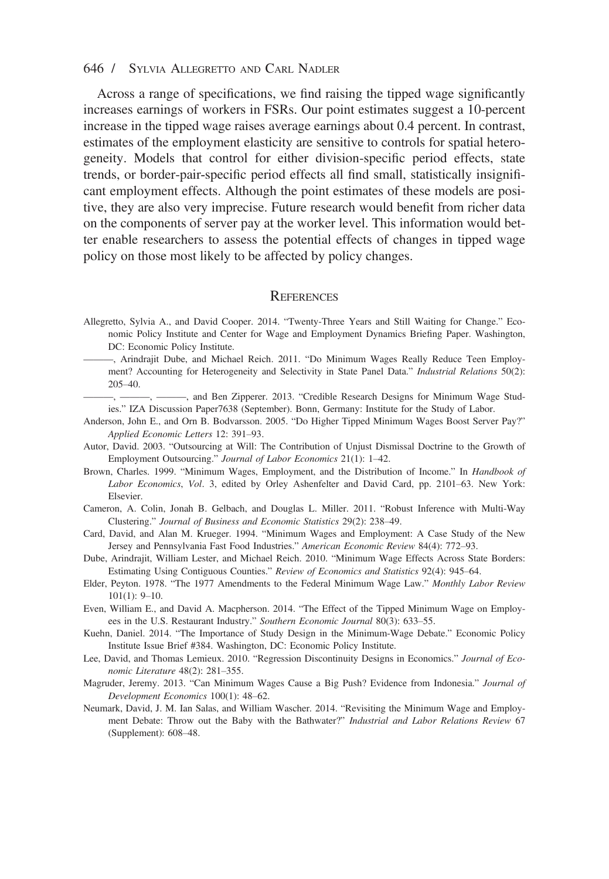Across a range of specifications, we find raising the tipped wage significantly increases earnings of workers in FSRs. Our point estimates suggest a 10-percent increase in the tipped wage raises average earnings about 0.4 percent. In contrast, estimates of the employment elasticity are sensitive to controls for spatial heterogeneity. Models that control for either division-specific period effects, state trends, or border-pair-specific period effects all find small, statistically insignificant employment effects. Although the point estimates of these models are positive, they are also very imprecise. Future research would benefit from richer data on the components of server pay at the worker level. This information would better enable researchers to assess the potential effects of changes in tipped wage policy on those most likely to be affected by policy changes.

## REFERENCES

Allegretto, Sylvia A., and David Cooper. 2014. "Twenty-Three Years and Still Waiting for Change." Economic Policy Institute and Center for Wage and Employment Dynamics Briefing Paper. Washington, DC: Economic Policy Institute.

———, Arindrajit Dube, and Michael Reich. 2011. "Do Minimum Wages Really Reduce Teen Employment? Accounting for Heterogeneity and Selectivity in State Panel Data." *Industrial Relations* 50(2): 205–40.

———, ———, ———, and Ben Zipperer. 2013. "Credible Research Designs for Minimum Wage Studies." IZA Discussion Paper7638 (September). Bonn, Germany: Institute for the Study of Labor.

Anderson, John E., and Orn B. Bodvarsson. 2005. "Do Higher Tipped Minimum Wages Boost Server Pay?" *Applied Economic Letters* 12: 391–93.

Autor, David. 2003. "Outsourcing at Will: The Contribution of Unjust Dismissal Doctrine to the Growth of Employment Outsourcing." *Journal of Labor Economics* 21(1): 1–42.

Brown, Charles. 1999. "Minimum Wages, Employment, and the Distribution of Income." In *Handbook of Labor Economics*, *Vol*. 3, edited by Orley Ashenfelter and David Card, pp. 2101–63. New York: Elsevier.

Cameron, A. Colin, Jonah B. Gelbach, and Douglas L. Miller. 2011. "Robust Inference with Multi-Way Clustering." *Journal of Business and Economic Statistics* 29(2): 238–49.

Card, David, and Alan M. Krueger. 1994. "Minimum Wages and Employment: A Case Study of the New Jersey and Pennsylvania Fast Food Industries." *American Economic Review* 84(4): 772–93.

Dube, Arindrajit, William Lester, and Michael Reich. 2010. "Minimum Wage Effects Across State Borders: Estimating Using Contiguous Counties." *Review of Economics and Statistics* 92(4): 945–64.

Elder, Peyton. 1978. "The 1977 Amendments to the Federal Minimum Wage Law." *Monthly Labor Review* 101(1): 9–10.

Even, William E., and David A. Macpherson. 2014. "The Effect of the Tipped Minimum Wage on Employees in the U.S. Restaurant Industry." *Southern Economic Journal* 80(3): 633–55.

Kuehn, Daniel. 2014. "The Importance of Study Design in the Minimum-Wage Debate." Economic Policy Institute Issue Brief #384. Washington, DC: Economic Policy Institute.

Lee, David, and Thomas Lemieux. 2010. "Regression Discontinuity Designs in Economics." *Journal of Economic Literature* 48(2): 281–355.

Magruder, Jeremy. 2013. "Can Minimum Wages Cause a Big Push? Evidence from Indonesia." *Journal of Development Economics* 100(1): 48–62.

Neumark, David, J. M. Ian Salas, and William Wascher. 2014. "Revisiting the Minimum Wage and Employment Debate: Throw out the Baby with the Bathwater?" *Industrial and Labor Relations Review* 67 (Supplement): 608–48.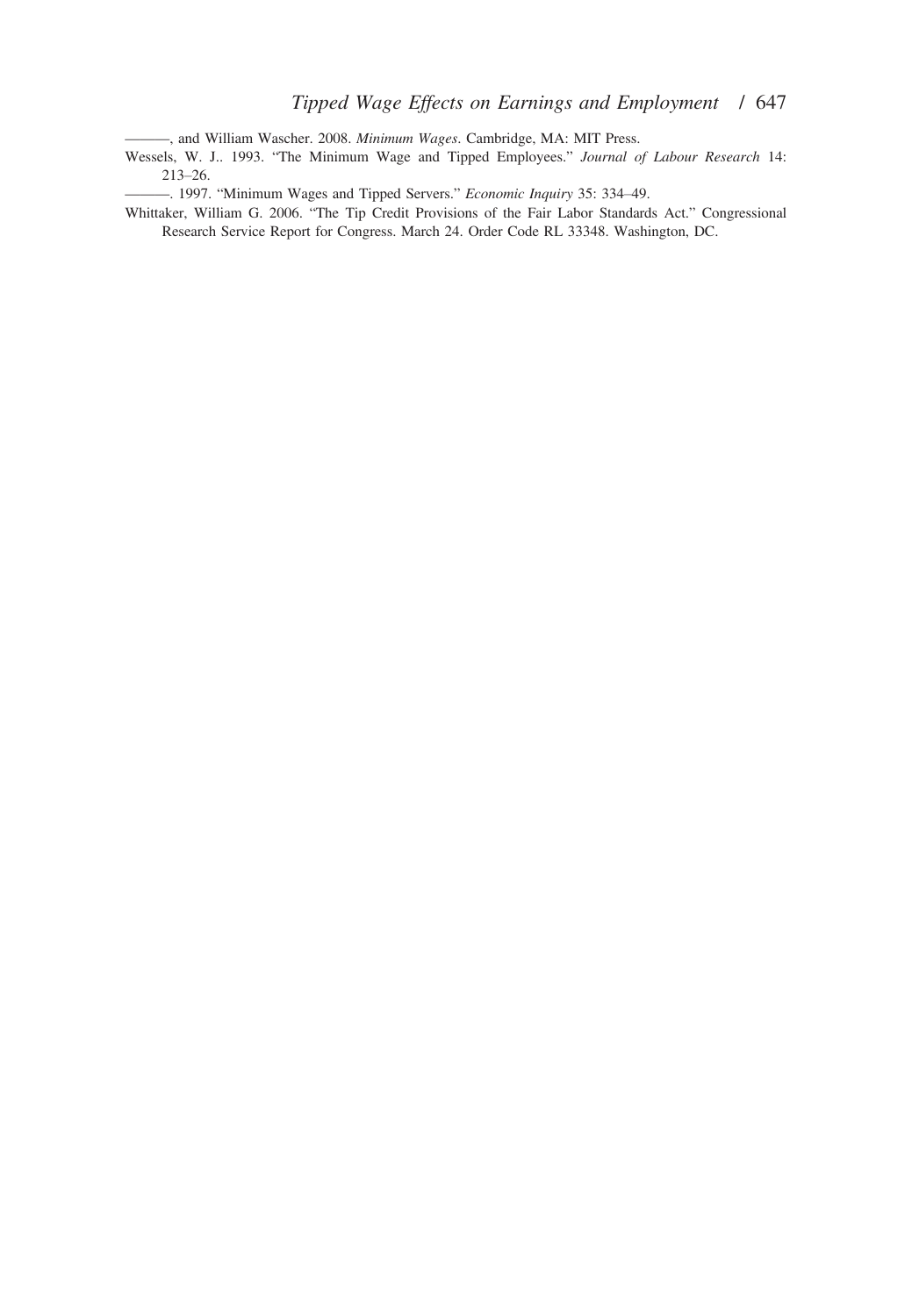———, and William Wascher. 2008. *Minimum Wages*. Cambridge, MA: MIT Press.

Wessels, W. J.. 1993. "The Minimum Wage and Tipped Employees." *Journal of Labour Research* 14: 213–26.

———. 1997. "Minimum Wages and Tipped Servers." *Economic Inquiry* 35: 334–49.

Whittaker, William G. 2006. "The Tip Credit Provisions of the Fair Labor Standards Act." Congressional Research Service Report for Congress. March 24. Order Code RL 33348. Washington, DC.